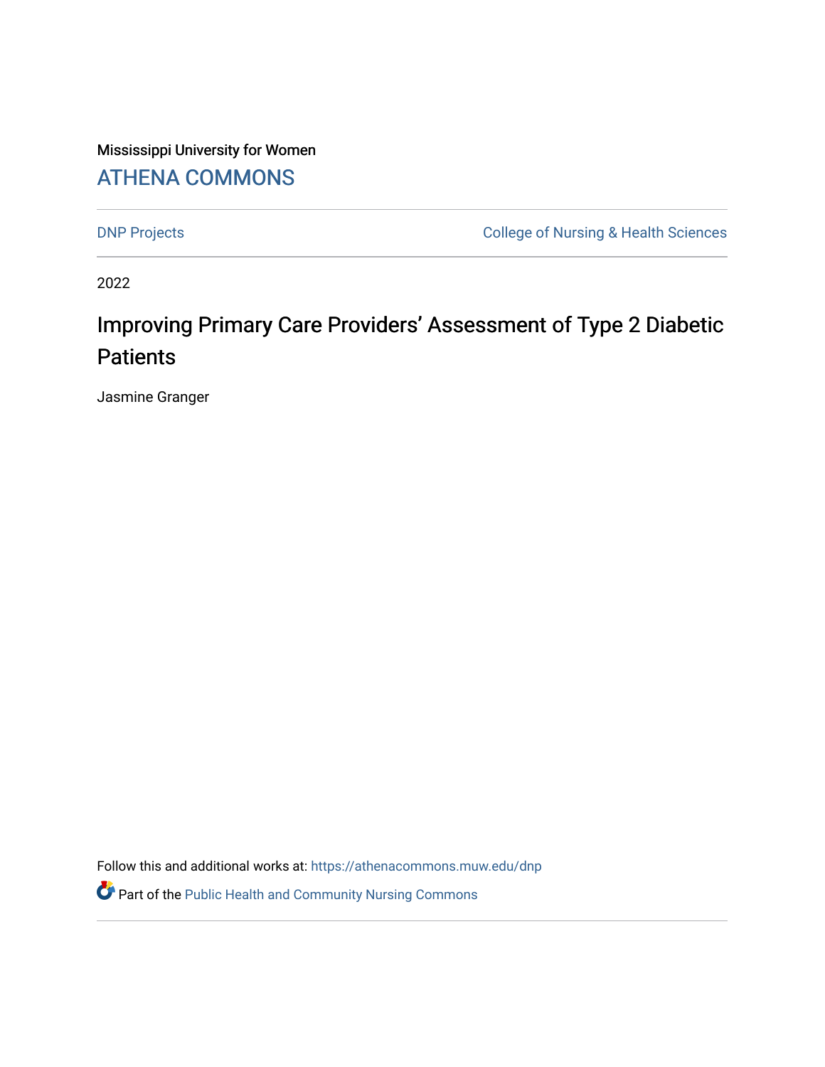Mississippi University for Women

## ATHENA COMMONS

DNP Projects | College of Nursing & Health Sciences

2022

# Improving Primary Care Providers' Assessment of Type 2 Diabetic Patients

Jasmine Granger

Follow this and additional works at: https://athenacommons.muw.edu/dnp

Part of the Public Health and Community Nursing Commons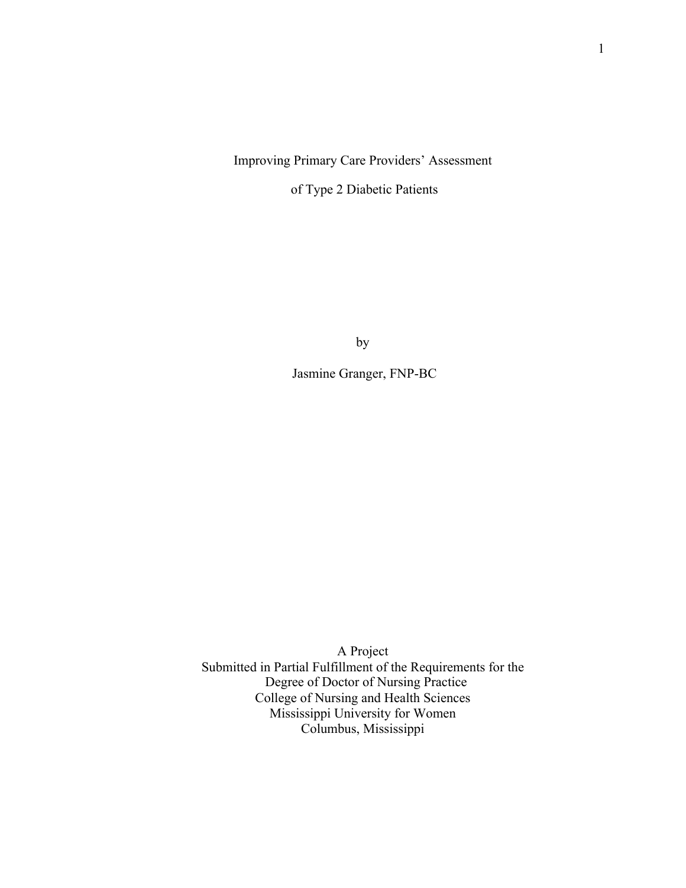# Improving Primary Care Providers' Assessment of Type 2 Diabetic Patients

by

Jasmine Granger, FNP-BC

A Project
Submitted in Partial Fulfillment of the Requirements for the
Degree of Doctor of Nursing Practice
College of Nursing and Health Sciences
Mississippi University for Women
Columbus, Mississippi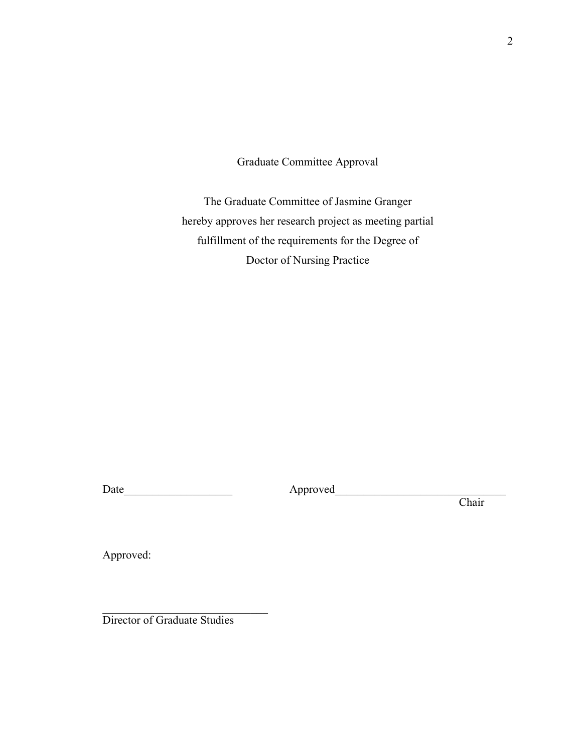# Graduate Committee Approval

The Graduate Committee of Jasmine Granger
hereby approves her research project as meeting partial
fulfillment of the requirements for the Degree of
Doctor of Nursing Practice

Date___________________ Approved______________________________
Chair

Approved:

______________________________
Director of Graduate Studies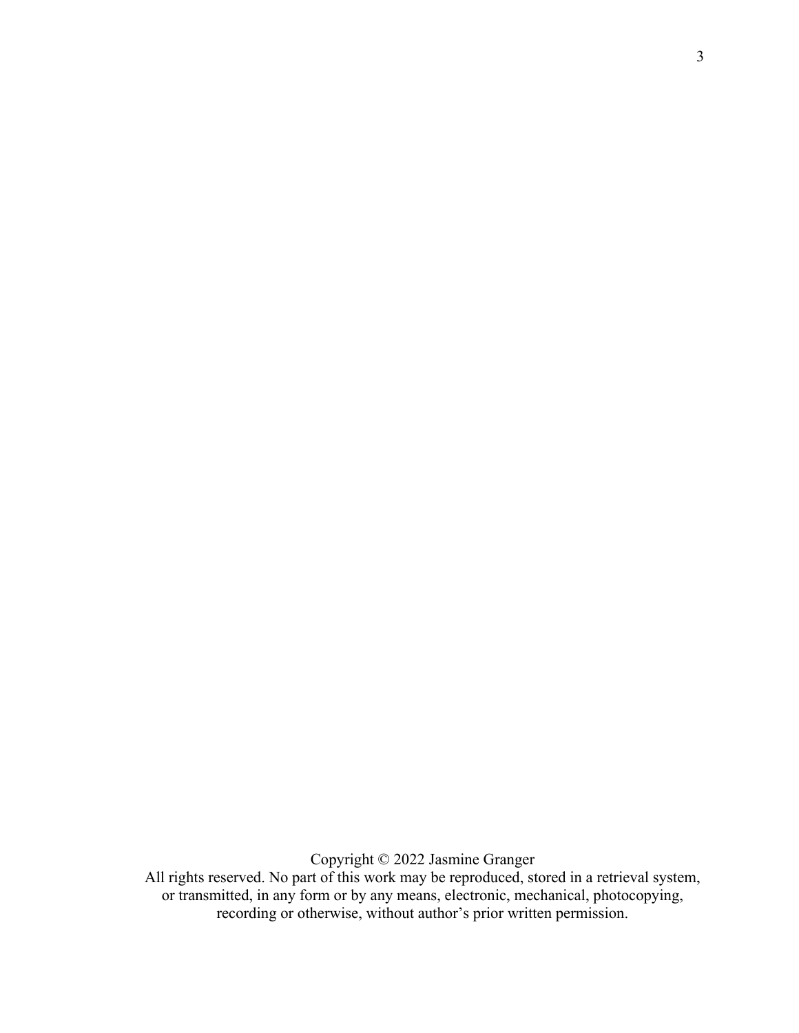Copyright © 2022 Jasmine Granger

All rights reserved. No part of this work may be reproduced, stored in a retrieval system, or transmitted, in any form or by any means, electronic, mechanical, photocopying, recording or otherwise, without author's prior written permission.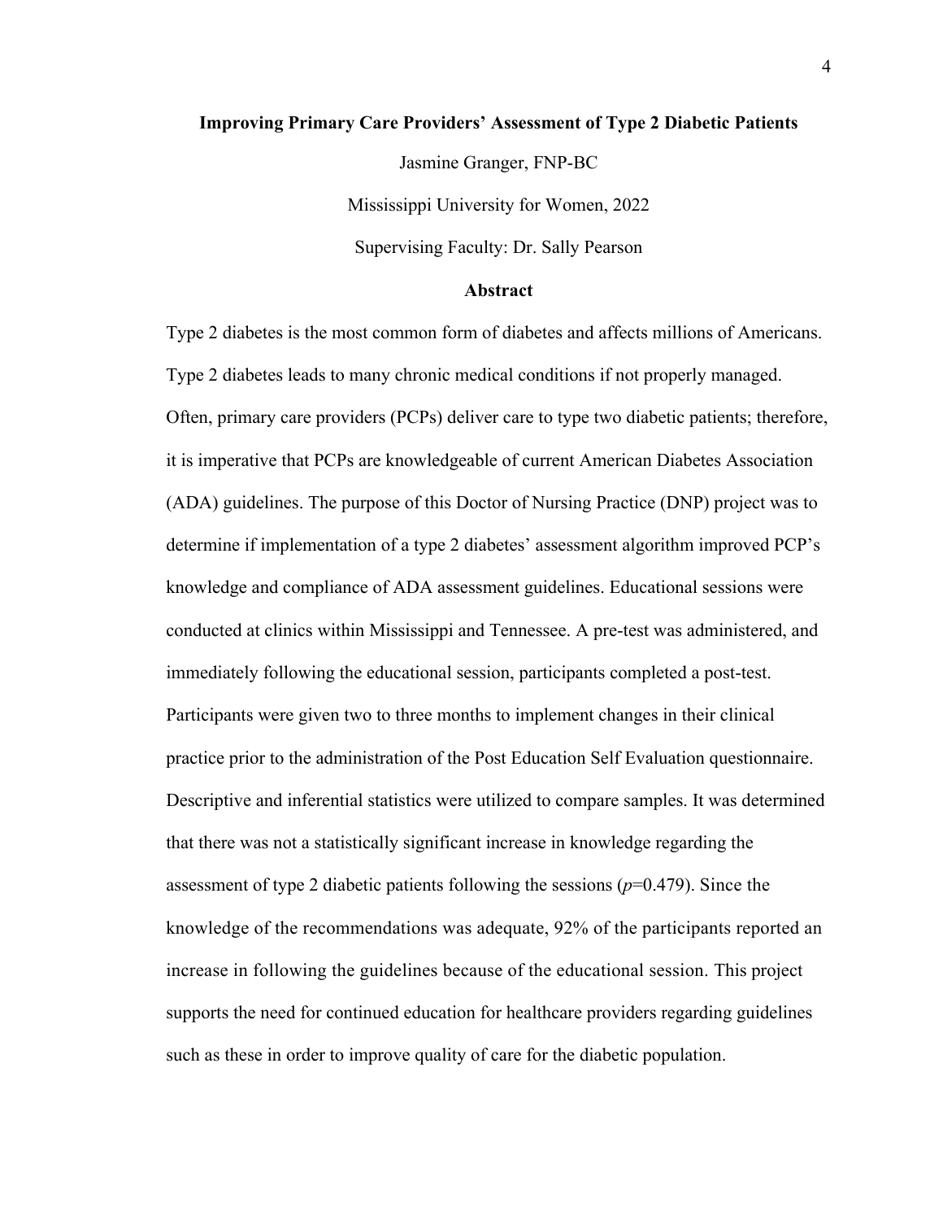**Improving Primary Care Providers' Assessment of Type 2 Diabetic Patients**

Jasmine Granger, FNP-BC

Mississippi University for Women, 2022

Supervising Faculty: Dr. Sally Pearson

## Abstract

Type 2 diabetes is the most common form of diabetes and affects millions of Americans. Type 2 diabetes leads to many chronic medical conditions if not properly managed. Often, primary care providers (PCPs) deliver care to type two diabetic patients; therefore, it is imperative that PCPs are knowledgeable of current American Diabetes Association (ADA) guidelines. The purpose of this Doctor of Nursing Practice (DNP) project was to determine if implementation of a type 2 diabetes' assessment algorithm improved PCP's knowledge and compliance of ADA assessment guidelines. Educational sessions were conducted at clinics within Mississippi and Tennessee. A pre-test was administered, and immediately following the educational session, participants completed a post-test. Participants were given two to three months to implement changes in their clinical practice prior to the administration of the Post Education Self Evaluation questionnaire. Descriptive and inferential statistics were utilized to compare samples. It was determined that there was not a statistically significant increase in knowledge regarding the assessment of type 2 diabetic patients following the sessions ($p$=0.479). Since the knowledge of the recommendations was adequate, 92% of the participants reported an increase in following the guidelines because of the educational session. This project supports the need for continued education for healthcare providers regarding guidelines such as these in order to improve quality of care for the diabetic population.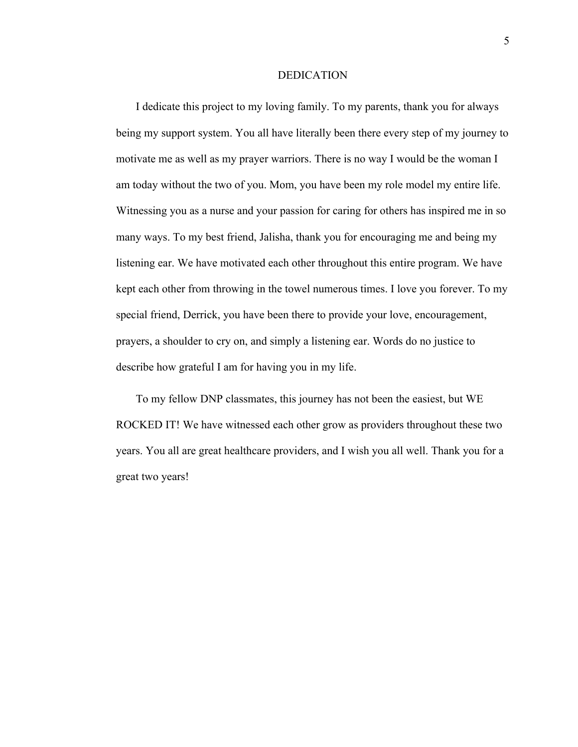# DEDICATION

I dedicate this project to my loving family. To my parents, thank you for always being my support system. You all have literally been there every step of my journey to motivate me as well as my prayer warriors. There is no way I would be the woman I am today without the two of you. Mom, you have been my role model my entire life. Witnessing you as a nurse and your passion for caring for others has inspired me in so many ways. To my best friend, Jalisha, thank you for encouraging me and being my listening ear. We have motivated each other throughout this entire program. We have kept each other from throwing in the towel numerous times. I love you forever. To my special friend, Derrick, you have been there to provide your love, encouragement, prayers, a shoulder to cry on, and simply a listening ear. Words do no justice to describe how grateful I am for having you in my life.

To my fellow DNP classmates, this journey has not been the easiest, but WE ROCKED IT! We have witnessed each other grow as providers throughout these two years. You all are great healthcare providers, and I wish you all well. Thank you for a great two years!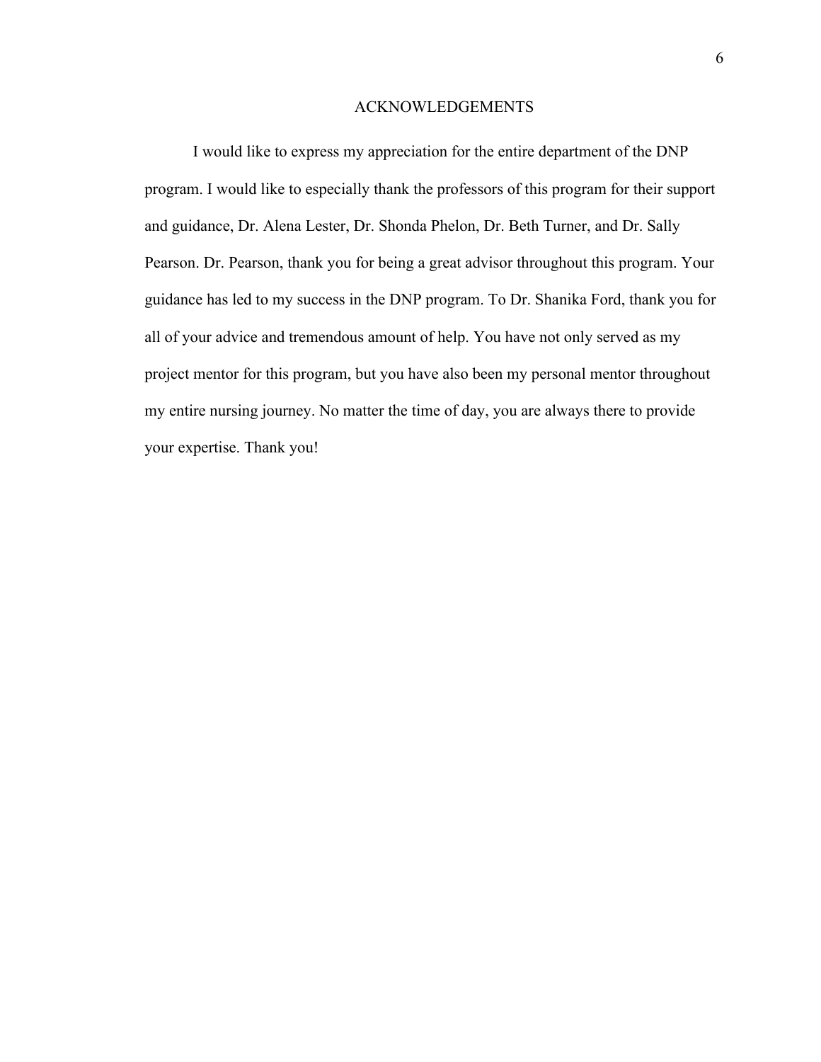# ACKNOWLEDGEMENTS

I would like to express my appreciation for the entire department of the DNP program. I would like to especially thank the professors of this program for their support and guidance, Dr. Alena Lester, Dr. Shonda Phelon, Dr. Beth Turner, and Dr. Sally Pearson. Dr. Pearson, thank you for being a great advisor throughout this program. Your guidance has led to my success in the DNP program. To Dr. Shanika Ford, thank you for all of your advice and tremendous amount of help. You have not only served as my project mentor for this program, but you have also been my personal mentor throughout my entire nursing journey. No matter the time of day, you are always there to provide your expertise. Thank you!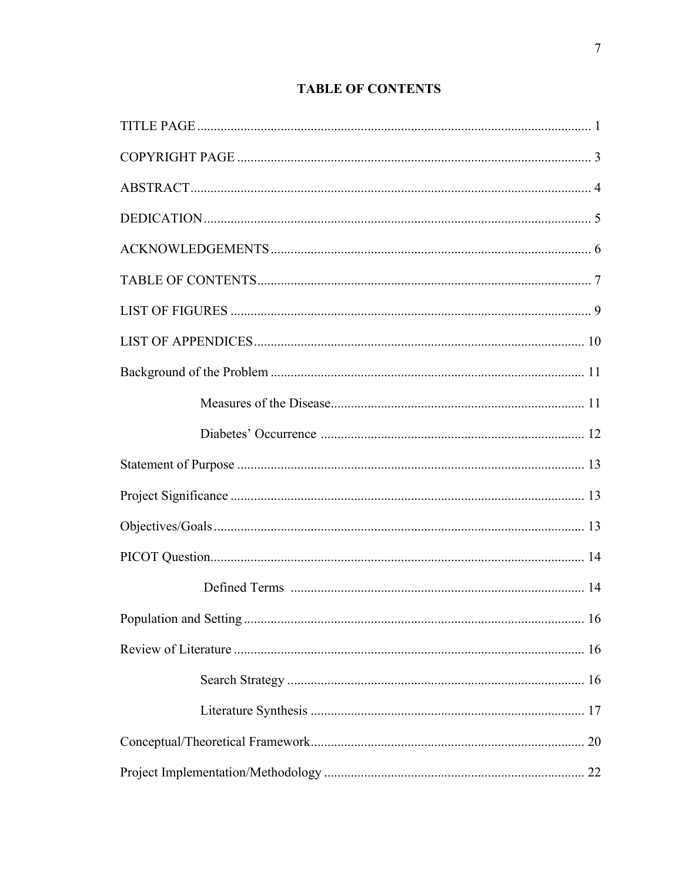# TABLE OF CONTENTS

TITLE PAGE ..... 1

COPYRIGHT PAGE ..... 3

ABSTRACT ..... 4

DEDICATION ..... 5

ACKNOWLEDGEMENTS ..... 6

TABLE OF CONTENTS ..... 7

LIST OF FIGURES ..... 9

LIST OF APPENDICES ..... 10

Background of the Problem ..... 11

- Measures of the Disease ..... 11
- Diabetes' Occurrence ..... 12

Statement of Purpose ..... 13

Project Significance ..... 13

Objectives/Goals ..... 13

PICOT Question ..... 14

- Defined Terms ..... 14

Population and Setting ..... 16

Review of Literature ..... 16

- Search Strategy ..... 16
- Literature Synthesis ..... 17

Conceptual/Theoretical Framework ..... 20

Project Implementation/Methodology ..... 22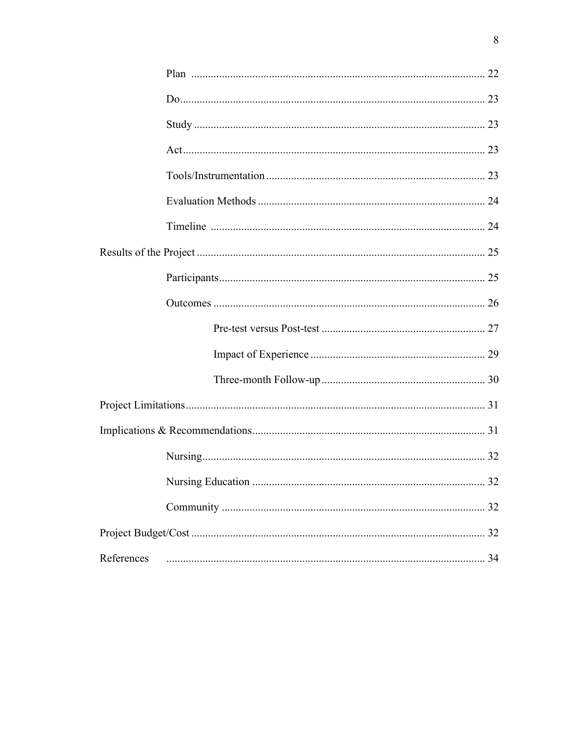Plan ........................................................................................................ 22

Do............................................................................................................ 23

Study ....................................................................................................... 23

Act........................................................................................................... 23

Tools/Instrumentation ............................................................................. 23

Evaluation Methods ................................................................................ 24

Timeline ................................................................................................. 24

Results of the Project ...................................................................................................... 25

Participants.............................................................................................. 25

Outcomes ................................................................................................ 26

Pre-test versus Post-test .......................................................... 27

Impact of Experience .............................................................. 29

Three-month Follow-up .......................................................... 30

Project Limitations.......................................................................................................... 31

Implications & Recommendations.................................................................................. 31

Nursing.................................................................................................... 32

Nursing Education .................................................................................. 32

Community ............................................................................................. 32

Project Budget/Cost ........................................................................................................ 32

References ................................................................................................................. 34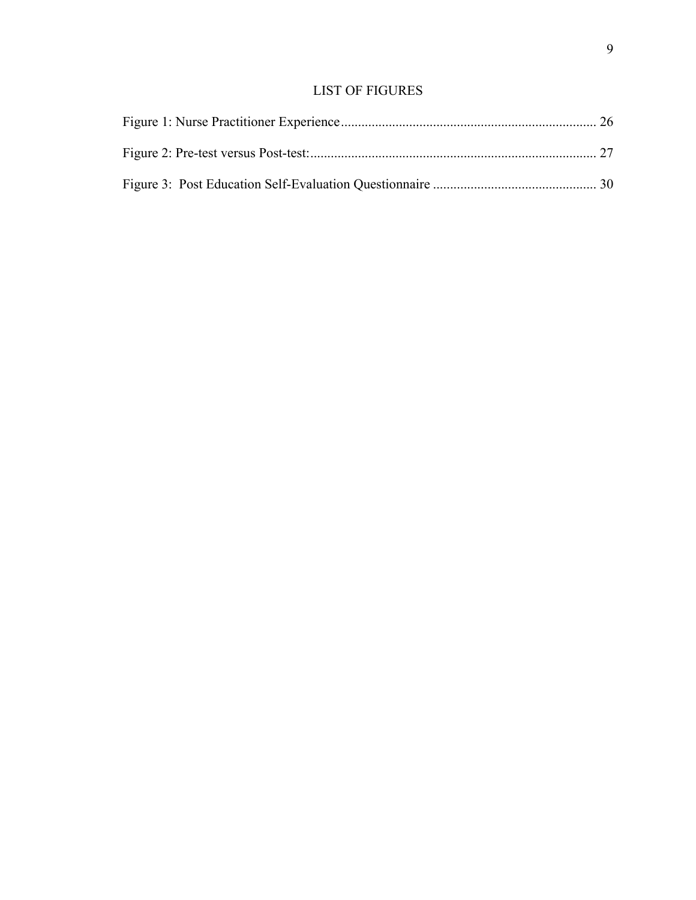## LIST OF FIGURES

Figure 1: Nurse Practitioner Experience .......................................................................... 26

Figure 2: Pre-test versus Post-test: .................................................................................. 27

Figure 3: Post Education Self-Evaluation Questionnaire ............................................... 30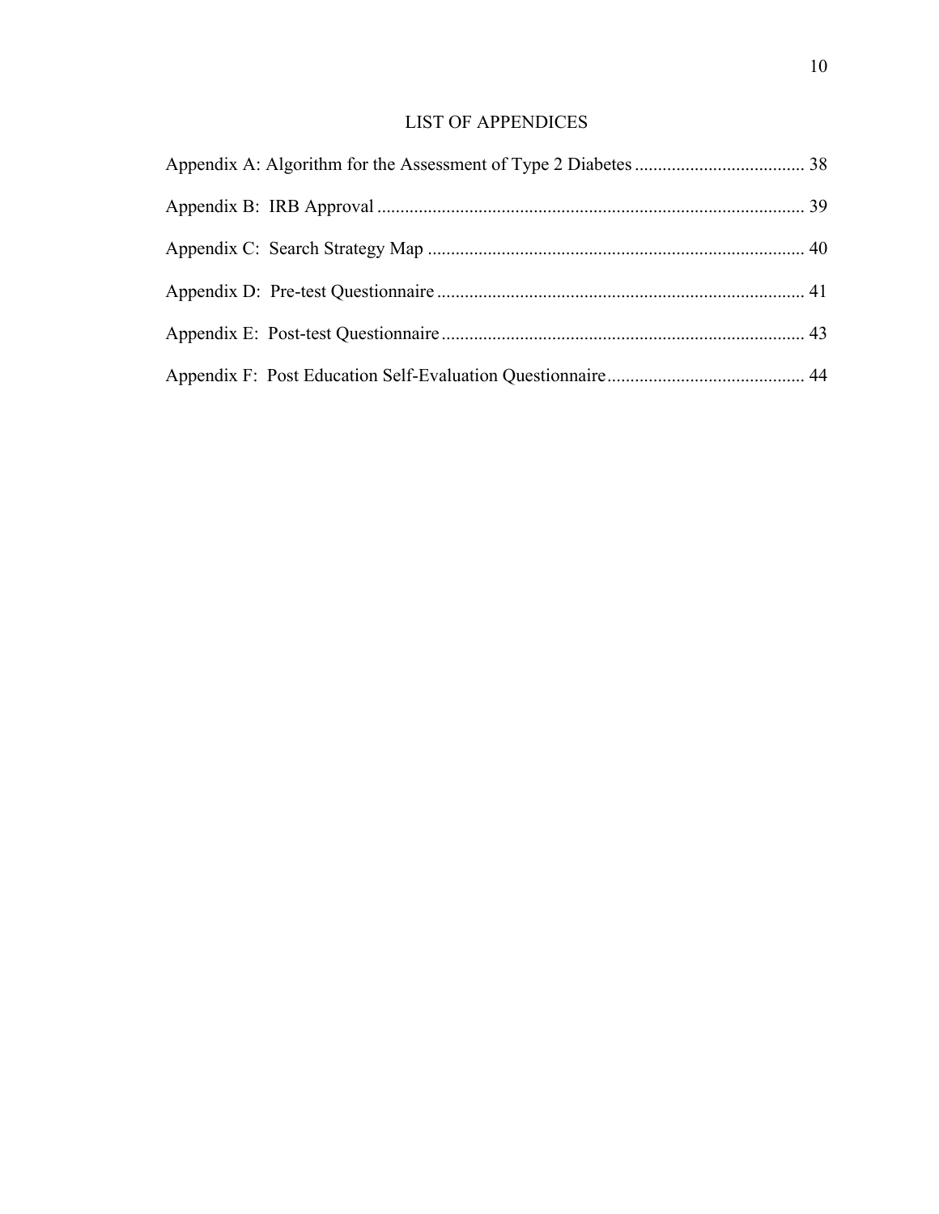# LIST OF APPENDICES

Appendix A: Algorithm for the Assessment of Type 2 Diabetes .................................... 38

Appendix B: IRB Approval ............................................................................................ 39

Appendix C: Search Strategy Map ................................................................................. 40

Appendix D: Pre-test Questionnaire ............................................................................... 41

Appendix E: Post-test Questionnaire .............................................................................. 43

Appendix F: Post Education Self-Evaluation Questionnaire ........................................... 44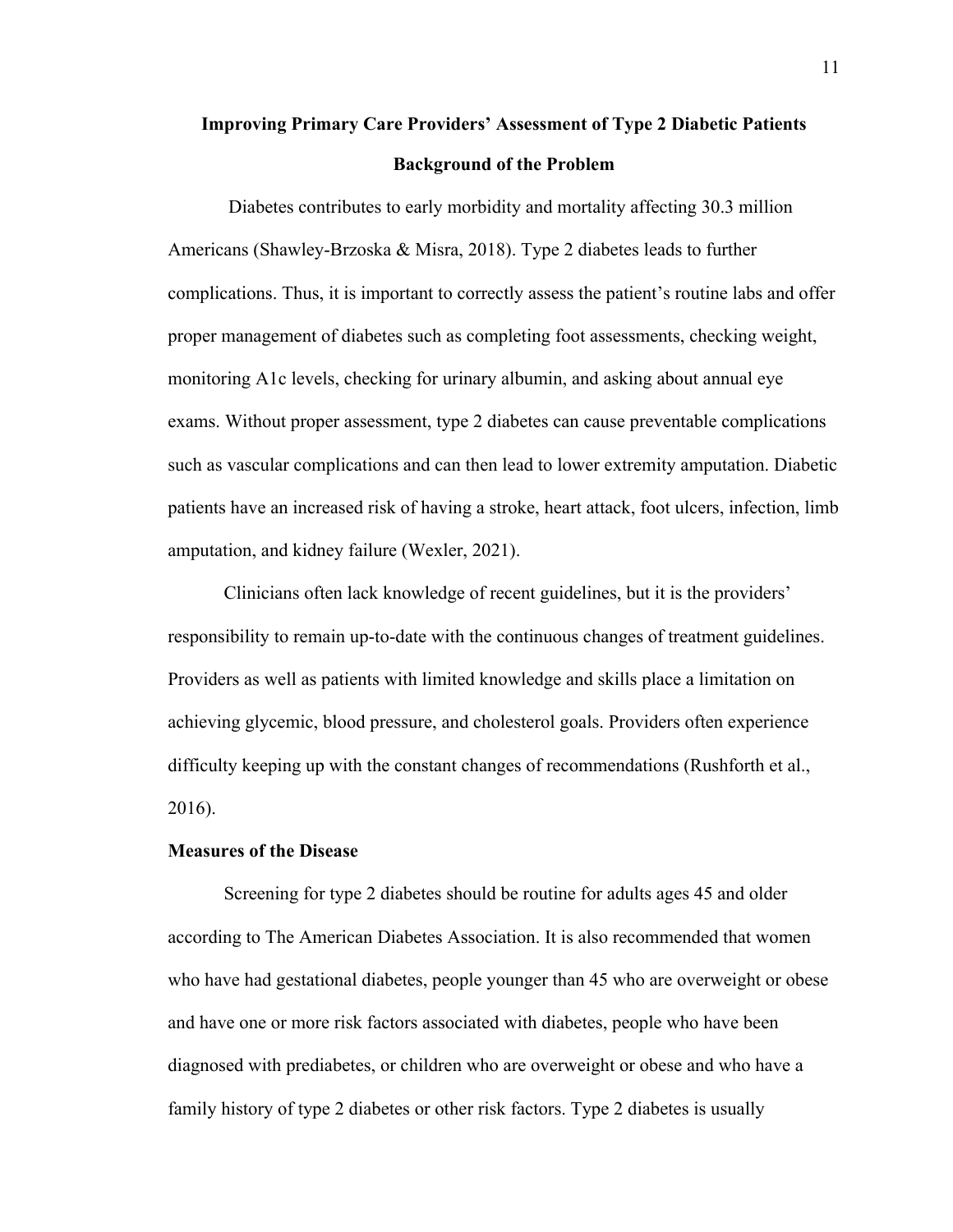# Improving Primary Care Providers' Assessment of Type 2 Diabetic Patients

## Background of the Problem

Diabetes contributes to early morbidity and mortality affecting 30.3 million Americans (Shawley-Brzoska & Misra, 2018). Type 2 diabetes leads to further complications. Thus, it is important to correctly assess the patient's routine labs and offer proper management of diabetes such as completing foot assessments, checking weight, monitoring A1c levels, checking for urinary albumin, and asking about annual eye exams. Without proper assessment, type 2 diabetes can cause preventable complications such as vascular complications and can then lead to lower extremity amputation. Diabetic patients have an increased risk of having a stroke, heart attack, foot ulcers, infection, limb amputation, and kidney failure (Wexler, 2021).

Clinicians often lack knowledge of recent guidelines, but it is the providers' responsibility to remain up-to-date with the continuous changes of treatment guidelines. Providers as well as patients with limited knowledge and skills place a limitation on achieving glycemic, blood pressure, and cholesterol goals. Providers often experience difficulty keeping up with the constant changes of recommendations (Rushforth et al., 2016).

### Measures of the Disease

Screening for type 2 diabetes should be routine for adults ages 45 and older according to The American Diabetes Association. It is also recommended that women who have had gestational diabetes, people younger than 45 who are overweight or obese and have one or more risk factors associated with diabetes, people who have been diagnosed with prediabetes, or children who are overweight or obese and who have a family history of type 2 diabetes or other risk factors. Type 2 diabetes is usually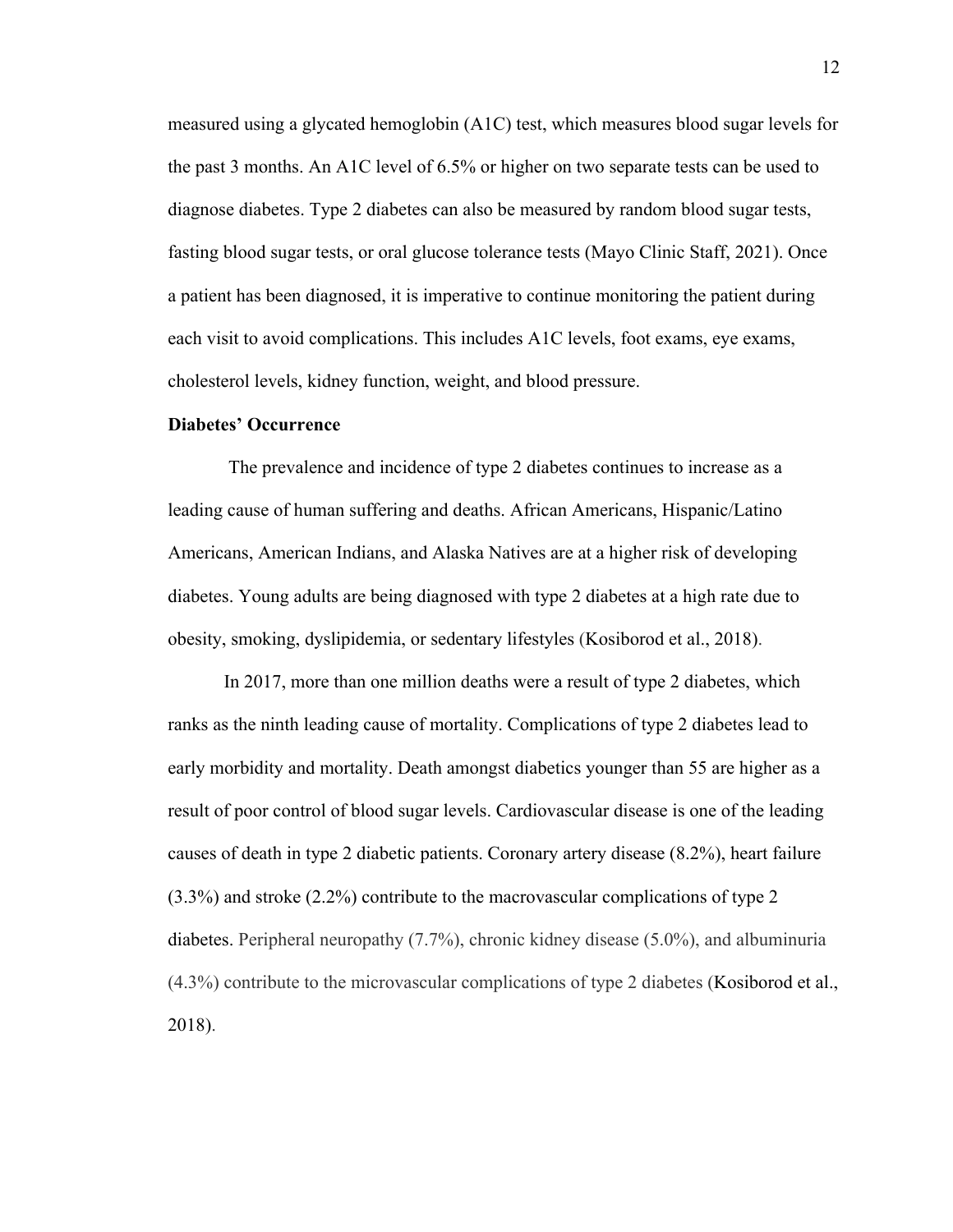measured using a glycated hemoglobin (A1C) test, which measures blood sugar levels for the past 3 months. An A1C level of 6.5% or higher on two separate tests can be used to diagnose diabetes. Type 2 diabetes can also be measured by random blood sugar tests, fasting blood sugar tests, or oral glucose tolerance tests (Mayo Clinic Staff, 2021). Once a patient has been diagnosed, it is imperative to continue monitoring the patient during each visit to avoid complications. This includes A1C levels, foot exams, eye exams, cholesterol levels, kidney function, weight, and blood pressure.

**Diabetes' Occurrence**

The prevalence and incidence of type 2 diabetes continues to increase as a leading cause of human suffering and deaths. African Americans, Hispanic/Latino Americans, American Indians, and Alaska Natives are at a higher risk of developing diabetes. Young adults are being diagnosed with type 2 diabetes at a high rate due to obesity, smoking, dyslipidemia, or sedentary lifestyles (Kosiborod et al., 2018).

In 2017, more than one million deaths were a result of type 2 diabetes, which ranks as the ninth leading cause of mortality. Complications of type 2 diabetes lead to early morbidity and mortality. Death amongst diabetics younger than 55 are higher as a result of poor control of blood sugar levels. Cardiovascular disease is one of the leading causes of death in type 2 diabetic patients. Coronary artery disease (8.2%), heart failure (3.3%) and stroke (2.2%) contribute to the macrovascular complications of type 2 diabetes. Peripheral neuropathy (7.7%), chronic kidney disease (5.0%), and albuminuria (4.3%) contribute to the microvascular complications of type 2 diabetes (Kosiborod et al., 2018).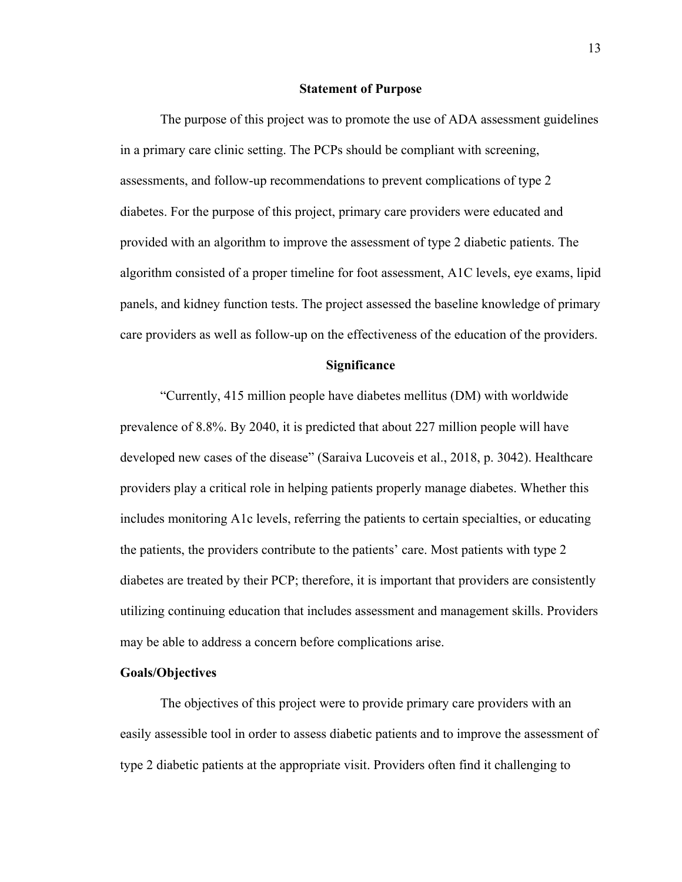## Statement of Purpose

The purpose of this project was to promote the use of ADA assessment guidelines in a primary care clinic setting. The PCPs should be compliant with screening, assessments, and follow-up recommendations to prevent complications of type 2 diabetes. For the purpose of this project, primary care providers were educated and provided with an algorithm to improve the assessment of type 2 diabetic patients. The algorithm consisted of a proper timeline for foot assessment, A1C levels, eye exams, lipid panels, and kidney function tests. The project assessed the baseline knowledge of primary care providers as well as follow-up on the effectiveness of the education of the providers.

## Significance

"Currently, 415 million people have diabetes mellitus (DM) with worldwide prevalence of 8.8%. By 2040, it is predicted that about 227 million people will have developed new cases of the disease" (Saraiva Lucoveis et al., 2018, p. 3042). Healthcare providers play a critical role in helping patients properly manage diabetes. Whether this includes monitoring A1c levels, referring the patients to certain specialties, or educating the patients, the providers contribute to the patients' care. Most patients with type 2 diabetes are treated by their PCP; therefore, it is important that providers are consistently utilizing continuing education that includes assessment and management skills. Providers may be able to address a concern before complications arise.

### Goals/Objectives

The objectives of this project were to provide primary care providers with an easily assessible tool in order to assess diabetic patients and to improve the assessment of type 2 diabetic patients at the appropriate visit. Providers often find it challenging to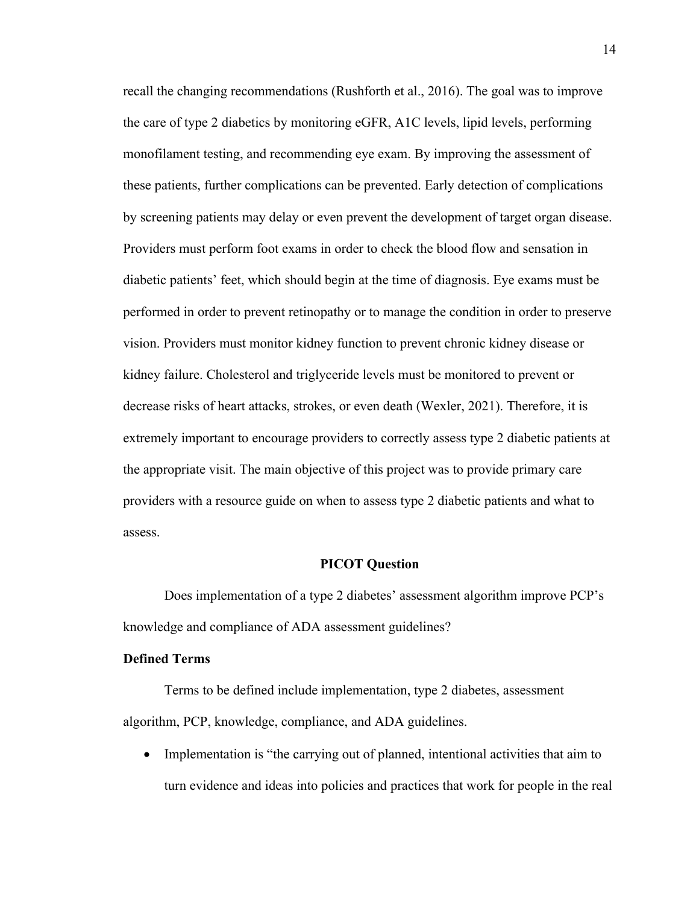recall the changing recommendations (Rushforth et al., 2016). The goal was to improve the care of type 2 diabetics by monitoring eGFR, A1C levels, lipid levels, performing monofilament testing, and recommending eye exam. By improving the assessment of these patients, further complications can be prevented. Early detection of complications by screening patients may delay or even prevent the development of target organ disease. Providers must perform foot exams in order to check the blood flow and sensation in diabetic patients' feet, which should begin at the time of diagnosis. Eye exams must be performed in order to prevent retinopathy or to manage the condition in order to preserve vision. Providers must monitor kidney function to prevent chronic kidney disease or kidney failure. Cholesterol and triglyceride levels must be monitored to prevent or decrease risks of heart attacks, strokes, or even death (Wexler, 2021). Therefore, it is extremely important to encourage providers to correctly assess type 2 diabetic patients at the appropriate visit. The main objective of this project was to provide primary care providers with a resource guide on when to assess type 2 diabetic patients and what to assess.

## PICOT Question

Does implementation of a type 2 diabetes' assessment algorithm improve PCP's knowledge and compliance of ADA assessment guidelines?

### Defined Terms

Terms to be defined include implementation, type 2 diabetes, assessment algorithm, PCP, knowledge, compliance, and ADA guidelines.

- Implementation is "the carrying out of planned, intentional activities that aim to turn evidence and ideas into policies and practices that work for people in the real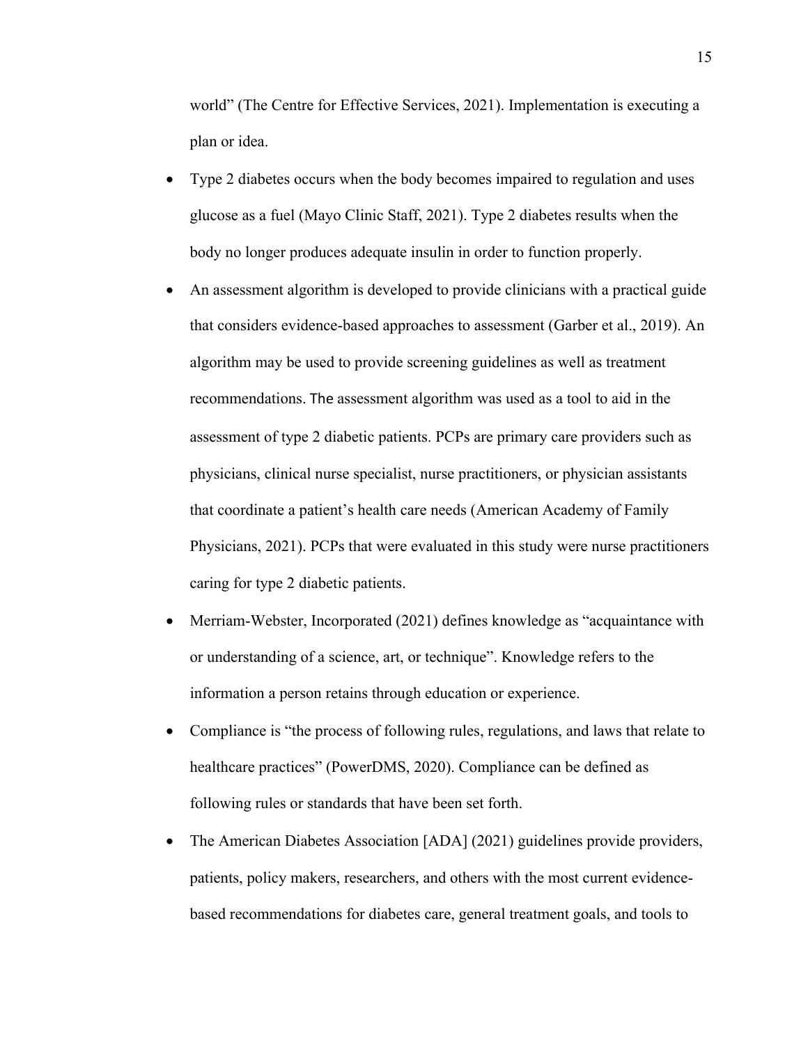world" (The Centre for Effective Services, 2021). Implementation is executing a plan or idea.

- Type 2 diabetes occurs when the body becomes impaired to regulation and uses glucose as a fuel (Mayo Clinic Staff, 2021). Type 2 diabetes results when the body no longer produces adequate insulin in order to function properly.
- An assessment algorithm is developed to provide clinicians with a practical guide that considers evidence-based approaches to assessment (Garber et al., 2019). An algorithm may be used to provide screening guidelines as well as treatment recommendations. The assessment algorithm was used as a tool to aid in the assessment of type 2 diabetic patients. PCPs are primary care providers such as physicians, clinical nurse specialist, nurse practitioners, or physician assistants that coordinate a patient's health care needs (American Academy of Family Physicians, 2021). PCPs that were evaluated in this study were nurse practitioners caring for type 2 diabetic patients.
- Merriam-Webster, Incorporated (2021) defines knowledge as "acquaintance with or understanding of a science, art, or technique". Knowledge refers to the information a person retains through education or experience.
- Compliance is "the process of following rules, regulations, and laws that relate to healthcare practices" (PowerDMS, 2020). Compliance can be defined as following rules or standards that have been set forth.
- The American Diabetes Association [ADA] (2021) guidelines provide providers, patients, policy makers, researchers, and others with the most current evidence-based recommendations for diabetes care, general treatment goals, and tools to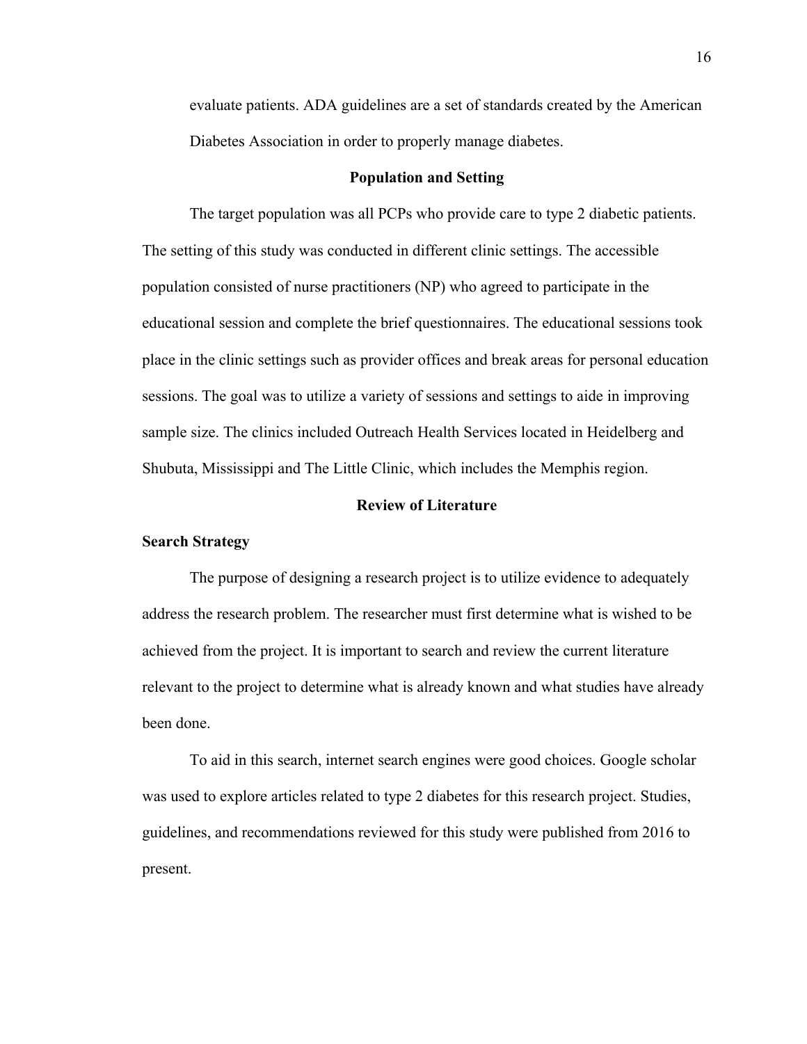evaluate patients. ADA guidelines are a set of standards created by the American Diabetes Association in order to properly manage diabetes.

## Population and Setting

The target population was all PCPs who provide care to type 2 diabetic patients. The setting of this study was conducted in different clinic settings. The accessible population consisted of nurse practitioners (NP) who agreed to participate in the educational session and complete the brief questionnaires. The educational sessions took place in the clinic settings such as provider offices and break areas for personal education sessions. The goal was to utilize a variety of sessions and settings to aide in improving sample size. The clinics included Outreach Health Services located in Heidelberg and Shubuta, Mississippi and The Little Clinic, which includes the Memphis region.

## Review of Literature

### Search Strategy

The purpose of designing a research project is to utilize evidence to adequately address the research problem. The researcher must first determine what is wished to be achieved from the project. It is important to search and review the current literature relevant to the project to determine what is already known and what studies have already been done.

To aid in this search, internet search engines were good choices. Google scholar was used to explore articles related to type 2 diabetes for this research project. Studies, guidelines, and recommendations reviewed for this study were published from 2016 to present.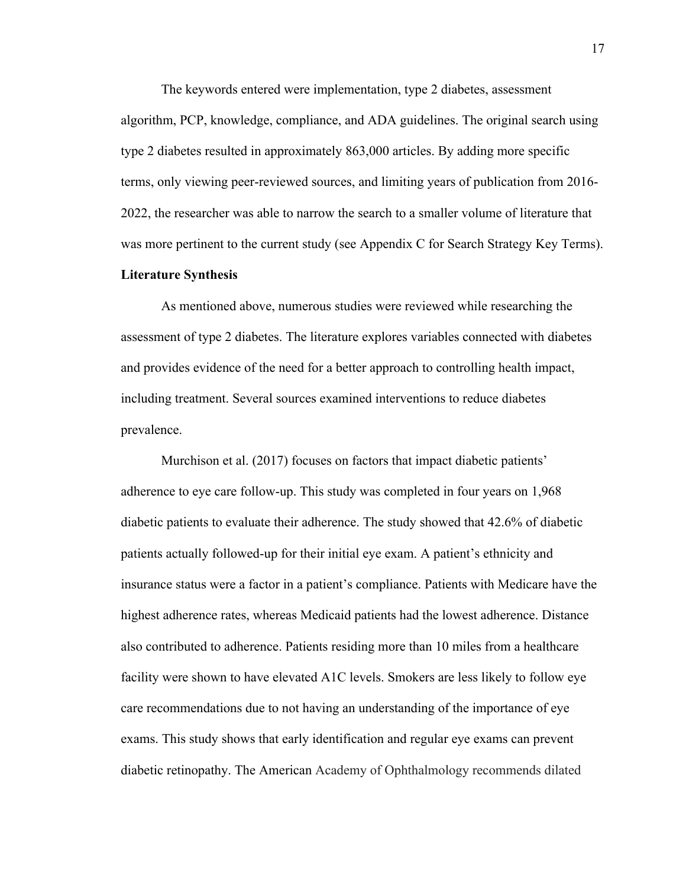The keywords entered were implementation, type 2 diabetes, assessment algorithm, PCP, knowledge, compliance, and ADA guidelines. The original search using type 2 diabetes resulted in approximately 863,000 articles. By adding more specific terms, only viewing peer-reviewed sources, and limiting years of publication from 2016-2022, the researcher was able to narrow the search to a smaller volume of literature that was more pertinent to the current study (see Appendix C for Search Strategy Key Terms).

**Literature Synthesis**

As mentioned above, numerous studies were reviewed while researching the assessment of type 2 diabetes. The literature explores variables connected with diabetes and provides evidence of the need for a better approach to controlling health impact, including treatment. Several sources examined interventions to reduce diabetes prevalence.

Murchison et al. (2017) focuses on factors that impact diabetic patients' adherence to eye care follow-up. This study was completed in four years on 1,968 diabetic patients to evaluate their adherence. The study showed that 42.6% of diabetic patients actually followed-up for their initial eye exam. A patient's ethnicity and insurance status were a factor in a patient's compliance. Patients with Medicare have the highest adherence rates, whereas Medicaid patients had the lowest adherence. Distance also contributed to adherence. Patients residing more than 10 miles from a healthcare facility were shown to have elevated A1C levels. Smokers are less likely to follow eye care recommendations due to not having an understanding of the importance of eye exams. This study shows that early identification and regular eye exams can prevent diabetic retinopathy. The American Academy of Ophthalmology recommends dilated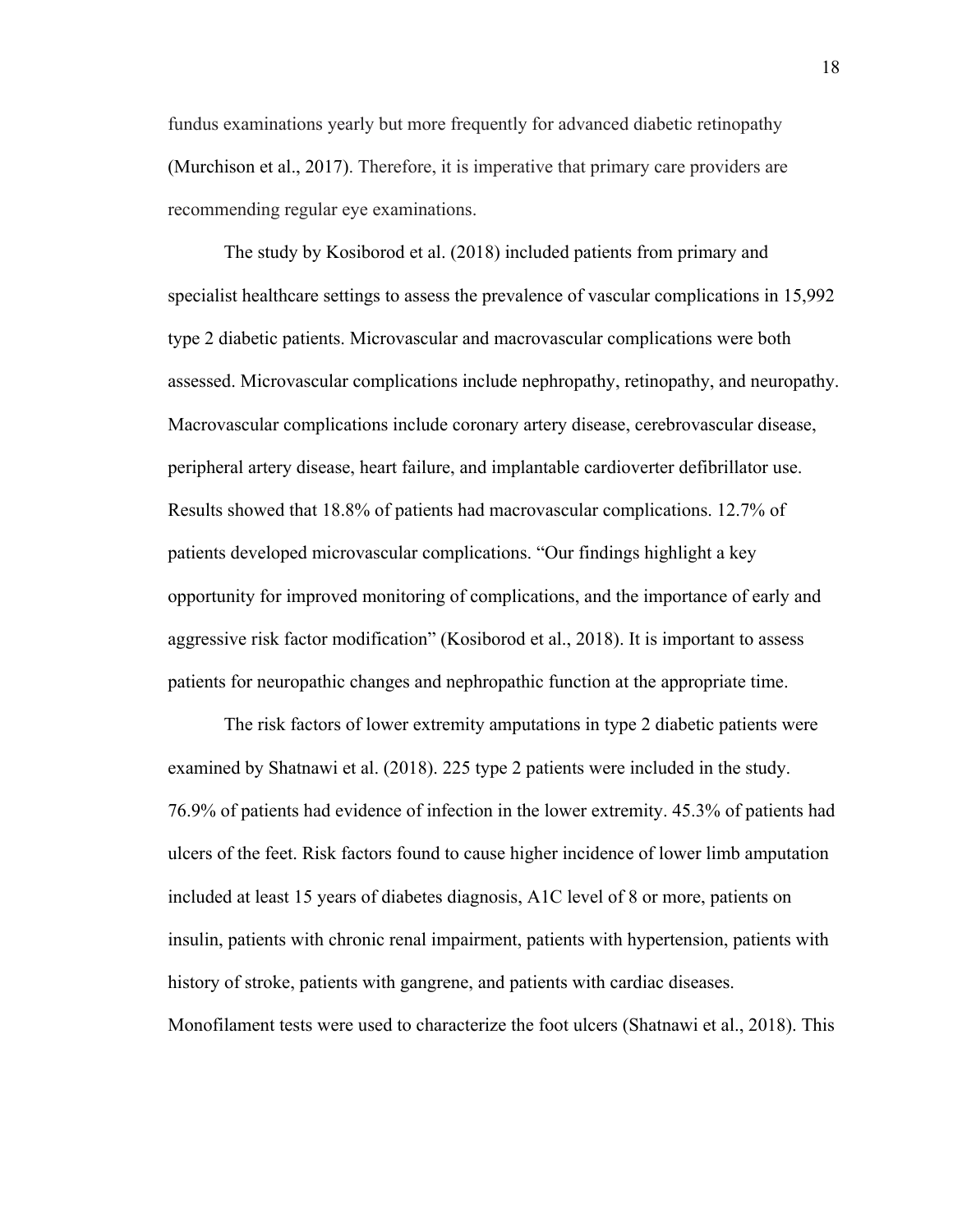fundus examinations yearly but more frequently for advanced diabetic retinopathy (Murchison et al., 2017). Therefore, it is imperative that primary care providers are recommending regular eye examinations.

The study by Kosiborod et al. (2018) included patients from primary and specialist healthcare settings to assess the prevalence of vascular complications in 15,992 type 2 diabetic patients. Microvascular and macrovascular complications were both assessed. Microvascular complications include nephropathy, retinopathy, and neuropathy. Macrovascular complications include coronary artery disease, cerebrovascular disease, peripheral artery disease, heart failure, and implantable cardioverter defibrillator use. Results showed that 18.8% of patients had macrovascular complications. 12.7% of patients developed microvascular complications. "Our findings highlight a key opportunity for improved monitoring of complications, and the importance of early and aggressive risk factor modification" (Kosiborod et al., 2018). It is important to assess patients for neuropathic changes and nephropathic function at the appropriate time.

The risk factors of lower extremity amputations in type 2 diabetic patients were examined by Shatnawi et al. (2018). 225 type 2 patients were included in the study. 76.9% of patients had evidence of infection in the lower extremity. 45.3% of patients had ulcers of the feet. Risk factors found to cause higher incidence of lower limb amputation included at least 15 years of diabetes diagnosis, A1C level of 8 or more, patients on insulin, patients with chronic renal impairment, patients with hypertension, patients with history of stroke, patients with gangrene, and patients with cardiac diseases. Monofilament tests were used to characterize the foot ulcers (Shatnawi et al., 2018). This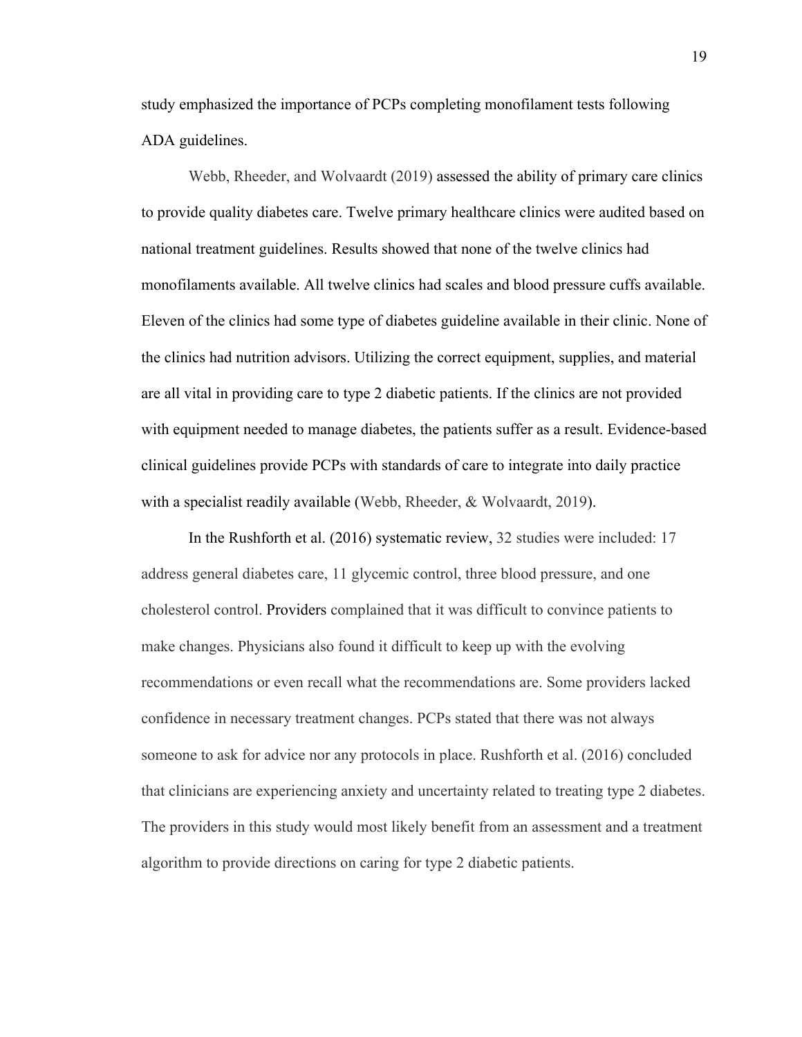study emphasized the importance of PCPs completing monofilament tests following ADA guidelines.

Webb, Rheeder, and Wolvaardt (2019) assessed the ability of primary care clinics to provide quality diabetes care. Twelve primary healthcare clinics were audited based on national treatment guidelines. Results showed that none of the twelve clinics had monofilaments available. All twelve clinics had scales and blood pressure cuffs available. Eleven of the clinics had some type of diabetes guideline available in their clinic. None of the clinics had nutrition advisors. Utilizing the correct equipment, supplies, and material are all vital in providing care to type 2 diabetic patients. If the clinics are not provided with equipment needed to manage diabetes, the patients suffer as a result. Evidence-based clinical guidelines provide PCPs with standards of care to integrate into daily practice with a specialist readily available (Webb, Rheeder, & Wolvaardt, 2019).

In the Rushforth et al. (2016) systematic review, 32 studies were included: 17 address general diabetes care, 11 glycemic control, three blood pressure, and one cholesterol control. Providers complained that it was difficult to convince patients to make changes. Physicians also found it difficult to keep up with the evolving recommendations or even recall what the recommendations are. Some providers lacked confidence in necessary treatment changes. PCPs stated that there was not always someone to ask for advice nor any protocols in place. Rushforth et al. (2016) concluded that clinicians are experiencing anxiety and uncertainty related to treating type 2 diabetes. The providers in this study would most likely benefit from an assessment and a treatment algorithm to provide directions on caring for type 2 diabetic patients.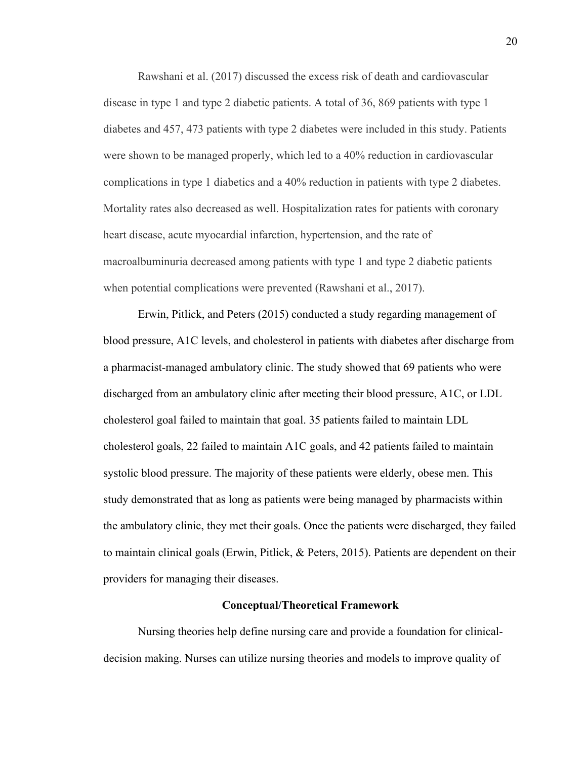Rawshani et al. (2017) discussed the excess risk of death and cardiovascular disease in type 1 and type 2 diabetic patients. A total of 36, 869 patients with type 1 diabetes and 457, 473 patients with type 2 diabetes were included in this study. Patients were shown to be managed properly, which led to a 40% reduction in cardiovascular complications in type 1 diabetics and a 40% reduction in patients with type 2 diabetes. Mortality rates also decreased as well. Hospitalization rates for patients with coronary heart disease, acute myocardial infarction, hypertension, and the rate of macroalbuminuria decreased among patients with type 1 and type 2 diabetic patients when potential complications were prevented (Rawshani et al., 2017).

Erwin, Pitlick, and Peters (2015) conducted a study regarding management of blood pressure, A1C levels, and cholesterol in patients with diabetes after discharge from a pharmacist-managed ambulatory clinic. The study showed that 69 patients who were discharged from an ambulatory clinic after meeting their blood pressure, A1C, or LDL cholesterol goal failed to maintain that goal. 35 patients failed to maintain LDL cholesterol goals, 22 failed to maintain A1C goals, and 42 patients failed to maintain systolic blood pressure. The majority of these patients were elderly, obese men. This study demonstrated that as long as patients were being managed by pharmacists within the ambulatory clinic, they met their goals. Once the patients were discharged, they failed to maintain clinical goals (Erwin, Pitlick, & Peters, 2015). Patients are dependent on their providers for managing their diseases.

## Conceptual/Theoretical Framework

Nursing theories help define nursing care and provide a foundation for clinical-decision making. Nurses can utilize nursing theories and models to improve quality of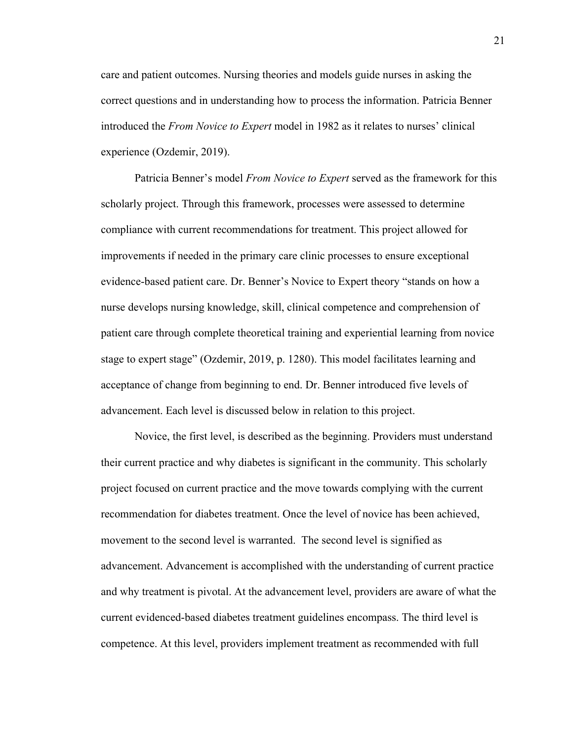care and patient outcomes. Nursing theories and models guide nurses in asking the correct questions and in understanding how to process the information. Patricia Benner introduced the *From Novice to Expert* model in 1982 as it relates to nurses' clinical experience (Ozdemir, 2019).

Patricia Benner's model *From Novice to Expert* served as the framework for this scholarly project. Through this framework, processes were assessed to determine compliance with current recommendations for treatment. This project allowed for improvements if needed in the primary care clinic processes to ensure exceptional evidence-based patient care. Dr. Benner's Novice to Expert theory "stands on how a nurse develops nursing knowledge, skill, clinical competence and comprehension of patient care through complete theoretical training and experiential learning from novice stage to expert stage" (Ozdemir, 2019, p. 1280). This model facilitates learning and acceptance of change from beginning to end. Dr. Benner introduced five levels of advancement. Each level is discussed below in relation to this project.

Novice, the first level, is described as the beginning. Providers must understand their current practice and why diabetes is significant in the community. This scholarly project focused on current practice and the move towards complying with the current recommendation for diabetes treatment. Once the level of novice has been achieved, movement to the second level is warranted. The second level is signified as advancement. Advancement is accomplished with the understanding of current practice and why treatment is pivotal. At the advancement level, providers are aware of what the current evidenced-based diabetes treatment guidelines encompass. The third level is competence. At this level, providers implement treatment as recommended with full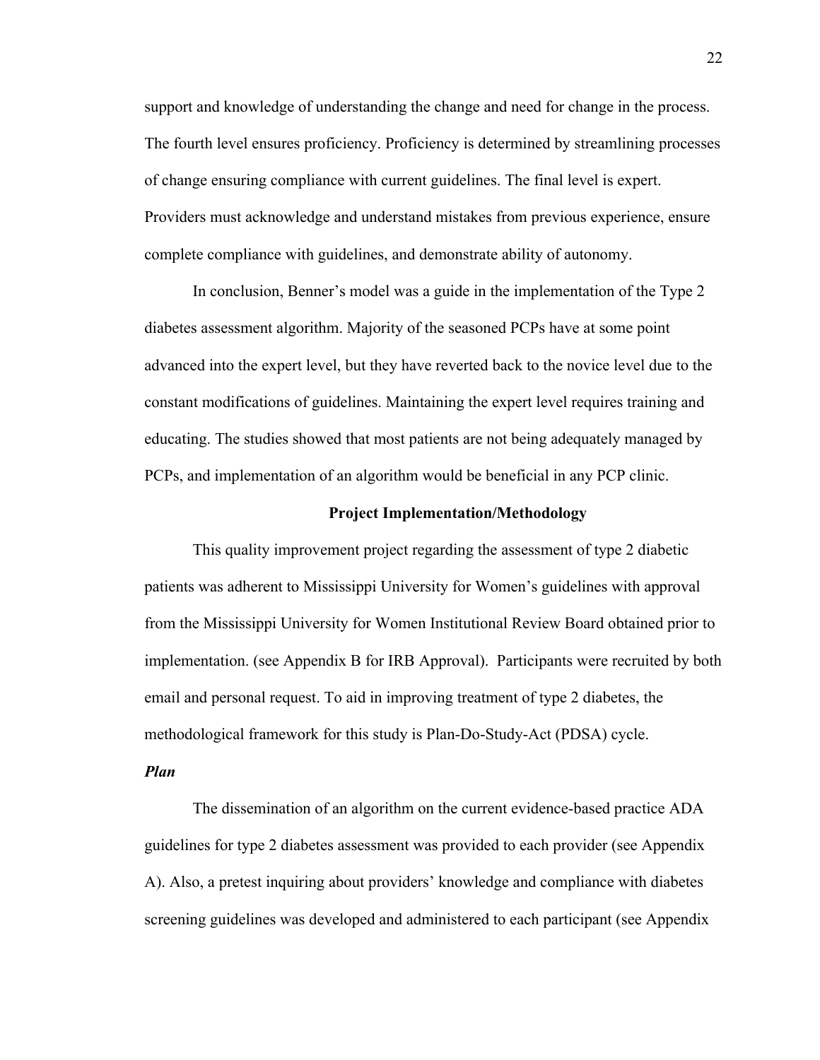support and knowledge of understanding the change and need for change in the process. The fourth level ensures proficiency. Proficiency is determined by streamlining processes of change ensuring compliance with current guidelines. The final level is expert. Providers must acknowledge and understand mistakes from previous experience, ensure complete compliance with guidelines, and demonstrate ability of autonomy.

In conclusion, Benner's model was a guide in the implementation of the Type 2 diabetes assessment algorithm. Majority of the seasoned PCPs have at some point advanced into the expert level, but they have reverted back to the novice level due to the constant modifications of guidelines. Maintaining the expert level requires training and educating. The studies showed that most patients are not being adequately managed by PCPs, and implementation of an algorithm would be beneficial in any PCP clinic.

## Project Implementation/Methodology

This quality improvement project regarding the assessment of type 2 diabetic patients was adherent to Mississippi University for Women's guidelines with approval from the Mississippi University for Women Institutional Review Board obtained prior to implementation. (see Appendix B for IRB Approval). Participants were recruited by both email and personal request. To aid in improving treatment of type 2 diabetes, the methodological framework for this study is Plan-Do-Study-Act (PDSA) cycle.

### *Plan*

The dissemination of an algorithm on the current evidence-based practice ADA guidelines for type 2 diabetes assessment was provided to each provider (see Appendix A). Also, a pretest inquiring about providers' knowledge and compliance with diabetes screening guidelines was developed and administered to each participant (see Appendix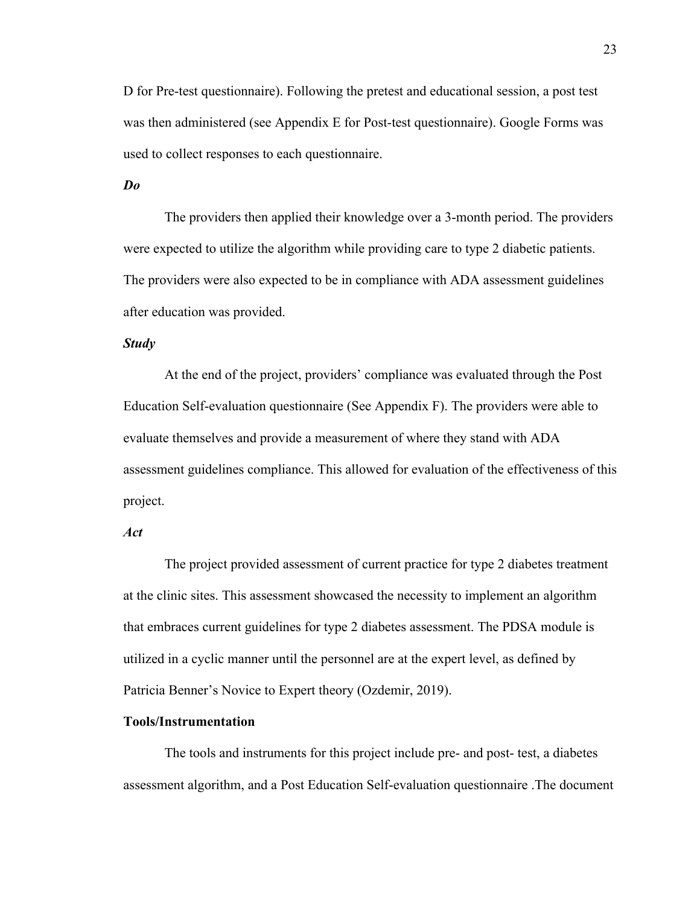D for Pre-test questionnaire). Following the pretest and educational session, a post test was then administered (see Appendix E for Post-test questionnaire). Google Forms was used to collect responses to each questionnaire.

### *Do*

The providers then applied their knowledge over a 3-month period. The providers were expected to utilize the algorithm while providing care to type 2 diabetic patients. The providers were also expected to be in compliance with ADA assessment guidelines after education was provided.

### *Study*

At the end of the project, providers' compliance was evaluated through the Post Education Self-evaluation questionnaire (See Appendix F). The providers were able to evaluate themselves and provide a measurement of where they stand with ADA assessment guidelines compliance. This allowed for evaluation of the effectiveness of this project.

### *Act*

The project provided assessment of current practice for type 2 diabetes treatment at the clinic sites. This assessment showcased the necessity to implement an algorithm that embraces current guidelines for type 2 diabetes assessment. The PDSA module is utilized in a cyclic manner until the personnel are at the expert level, as defined by Patricia Benner's Novice to Expert theory (Ozdemir, 2019).

## Tools/Instrumentation

The tools and instruments for this project include pre- and post- test, a diabetes assessment algorithm, and a Post Education Self-evaluation questionnaire .The document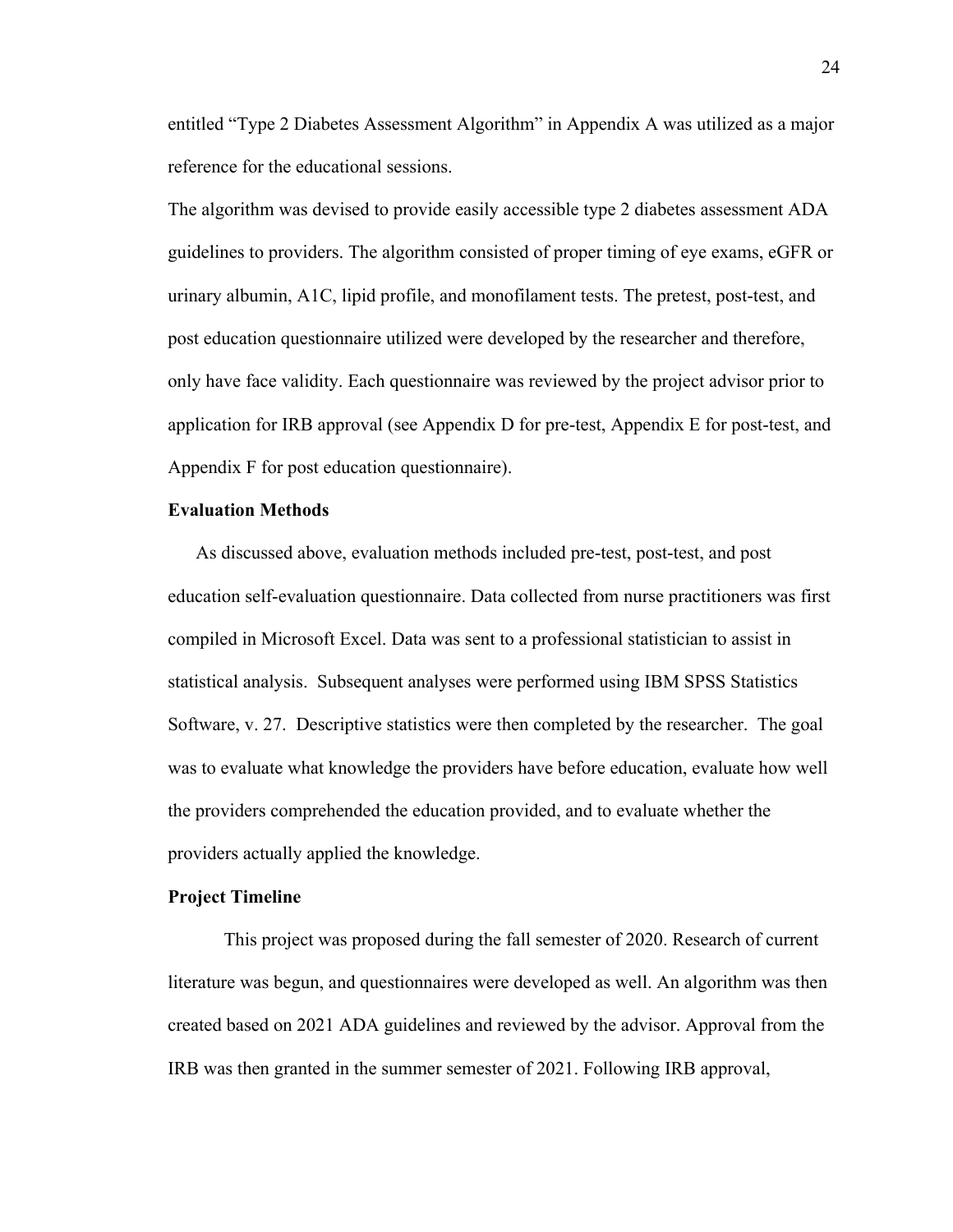entitled "Type 2 Diabetes Assessment Algorithm" in Appendix A was utilized as a major reference for the educational sessions.

The algorithm was devised to provide easily accessible type 2 diabetes assessment ADA guidelines to providers. The algorithm consisted of proper timing of eye exams, eGFR or urinary albumin, A1C, lipid profile, and monofilament tests. The pretest, post-test, and post education questionnaire utilized were developed by the researcher and therefore, only have face validity. Each questionnaire was reviewed by the project advisor prior to application for IRB approval (see Appendix D for pre-test, Appendix E for post-test, and Appendix F for post education questionnaire).

**Evaluation Methods**

As discussed above, evaluation methods included pre-test, post-test, and post education self-evaluation questionnaire. Data collected from nurse practitioners was first compiled in Microsoft Excel. Data was sent to a professional statistician to assist in statistical analysis. Subsequent analyses were performed using IBM SPSS Statistics Software, v. 27. Descriptive statistics were then completed by the researcher. The goal was to evaluate what knowledge the providers have before education, evaluate how well the providers comprehended the education provided, and to evaluate whether the providers actually applied the knowledge.

**Project Timeline**

This project was proposed during the fall semester of 2020. Research of current literature was begun, and questionnaires were developed as well. An algorithm was then created based on 2021 ADA guidelines and reviewed by the advisor. Approval from the IRB was then granted in the summer semester of 2021. Following IRB approval,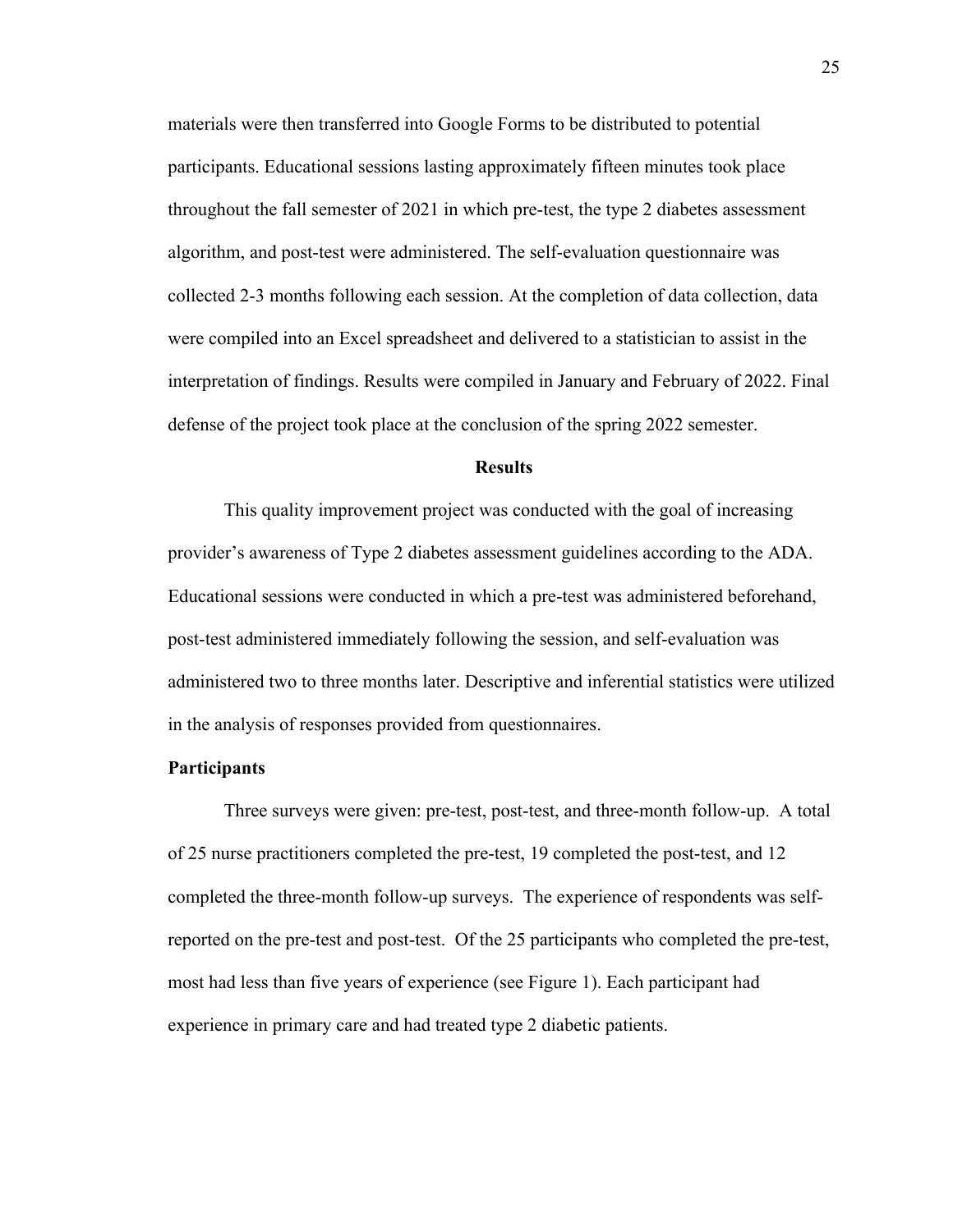materials were then transferred into Google Forms to be distributed to potential participants. Educational sessions lasting approximately fifteen minutes took place throughout the fall semester of 2021 in which pre-test, the type 2 diabetes assessment algorithm, and post-test were administered. The self-evaluation questionnaire was collected 2-3 months following each session. At the completion of data collection, data were compiled into an Excel spreadsheet and delivered to a statistician to assist in the interpretation of findings. Results were compiled in January and February of 2022. Final defense of the project took place at the conclusion of the spring 2022 semester.

## Results

This quality improvement project was conducted with the goal of increasing provider's awareness of Type 2 diabetes assessment guidelines according to the ADA. Educational sessions were conducted in which a pre-test was administered beforehand, post-test administered immediately following the session, and self-evaluation was administered two to three months later. Descriptive and inferential statistics were utilized in the analysis of responses provided from questionnaires.

### Participants

Three surveys were given: pre-test, post-test, and three-month follow-up. A total of 25 nurse practitioners completed the pre-test, 19 completed the post-test, and 12 completed the three-month follow-up surveys. The experience of respondents was self-reported on the pre-test and post-test. Of the 25 participants who completed the pre-test, most had less than five years of experience (see Figure 1). Each participant had experience in primary care and had treated type 2 diabetic patients.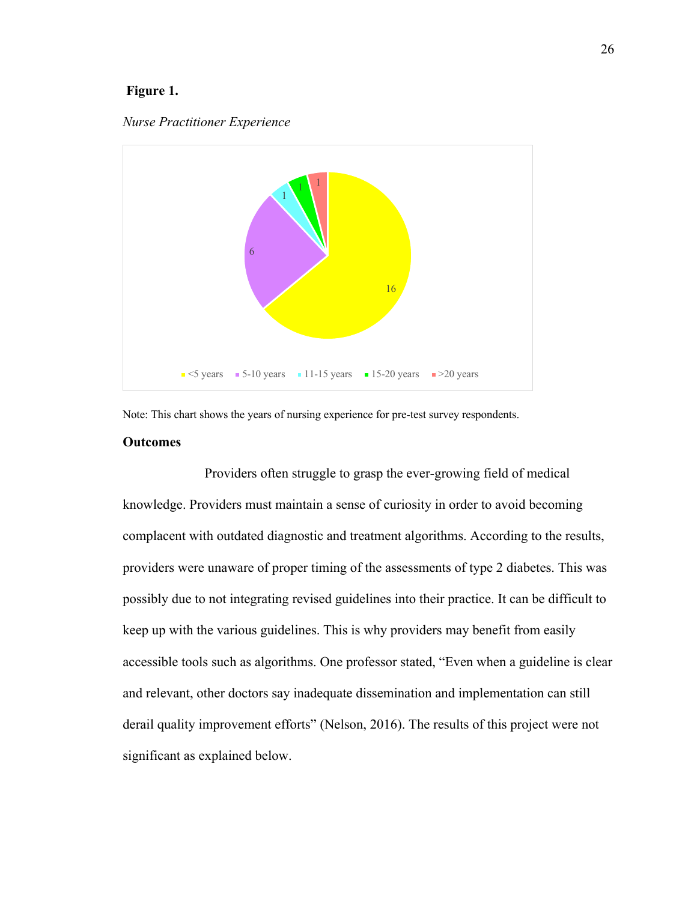**Figure 1.**

*Nurse Practitioner Experience*

Note: This chart shows the years of nursing experience for pre-test survey respondents.

**Outcomes**

Providers often struggle to grasp the ever-growing field of medical knowledge. Providers must maintain a sense of curiosity in order to avoid becoming complacent with outdated diagnostic and treatment algorithms. According to the results, providers were unaware of proper timing of the assessments of type 2 diabetes. This was possibly due to not integrating revised guidelines into their practice. It can be difficult to keep up with the various guidelines. This is why providers may benefit from easily accessible tools such as algorithms. One professor stated, "Even when a guideline is clear and relevant, other doctors say inadequate dissemination and implementation can still derail quality improvement efforts" (Nelson, 2016). The results of this project were not significant as explained below.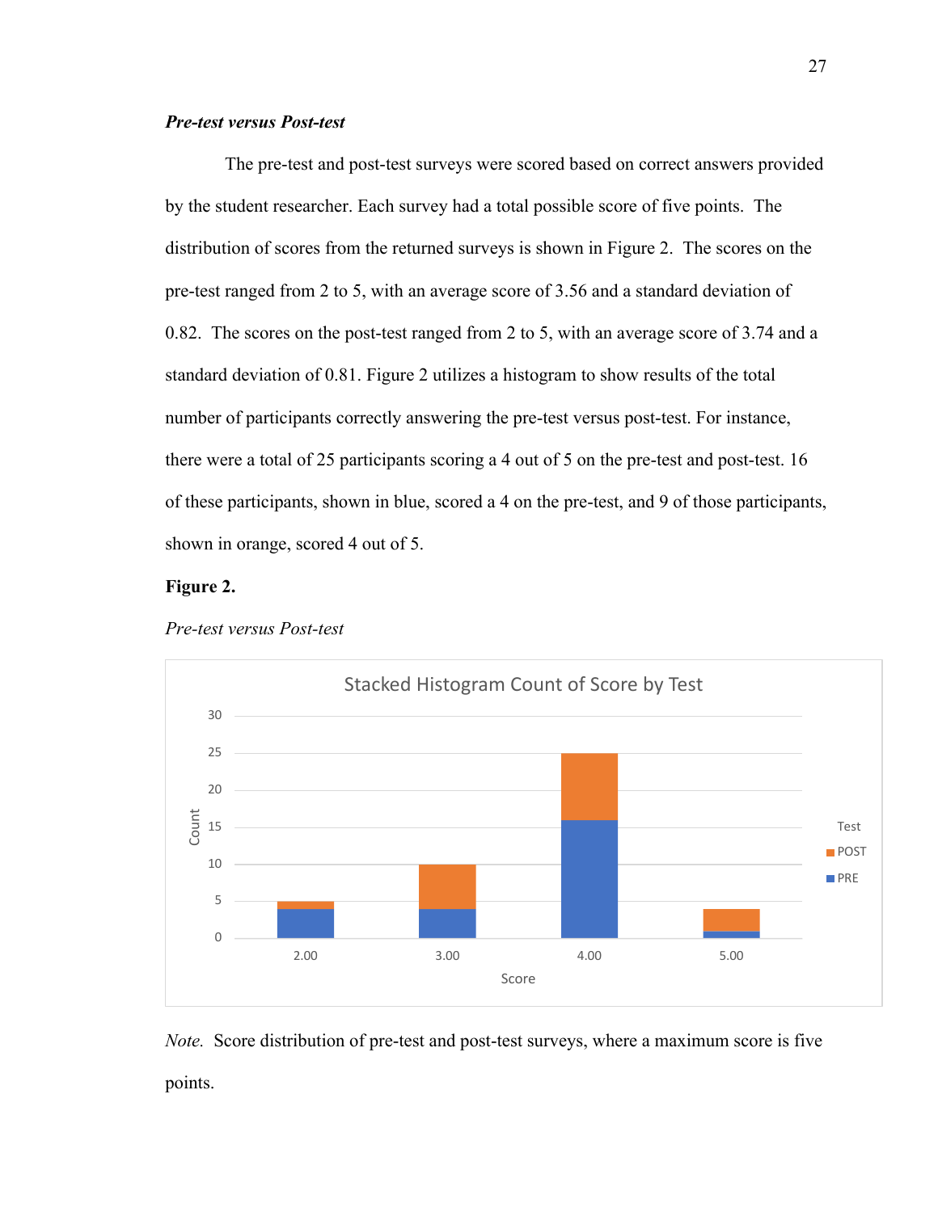### *Pre-test versus Post-test*

The pre-test and post-test surveys were scored based on correct answers provided by the student researcher. Each survey had a total possible score of five points. The distribution of scores from the returned surveys is shown in Figure 2. The scores on the pre-test ranged from 2 to 5, with an average score of 3.56 and a standard deviation of 0.82. The scores on the post-test ranged from 2 to 5, with an average score of 3.74 and a standard deviation of 0.81. Figure 2 utilizes a histogram to show results of the total number of participants correctly answering the pre-test versus post-test. For instance, there were a total of 25 participants scoring a 4 out of 5 on the pre-test and post-test. 16 of these participants, shown in blue, scored a 4 on the pre-test, and 9 of those participants, shown in orange, scored 4 out of 5.

**Figure 2.**

*Pre-test versus Post-test*

*Note.* Score distribution of pre-test and post-test surveys, where a maximum score is five points.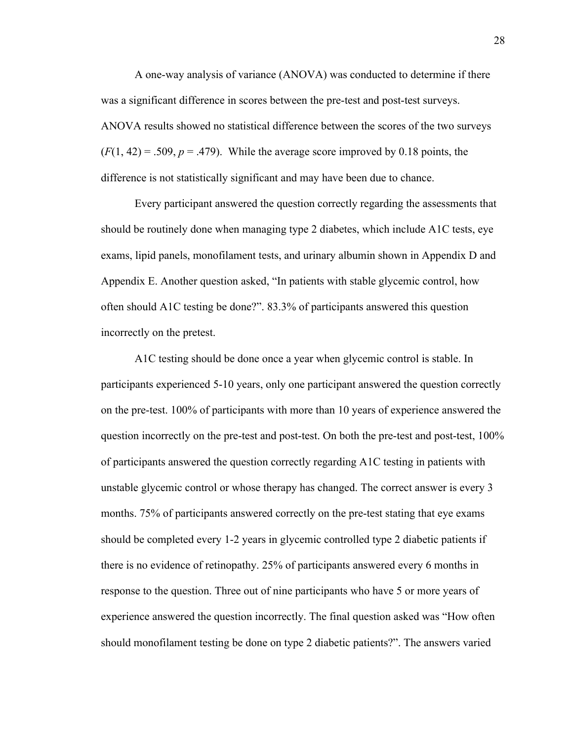A one-way analysis of variance (ANOVA) was conducted to determine if there was a significant difference in scores between the pre-test and post-test surveys. ANOVA results showed no statistical difference between the scores of the two surveys ($F(1, 42) = .509$, $p = .479$). While the average score improved by 0.18 points, the difference is not statistically significant and may have been due to chance.

Every participant answered the question correctly regarding the assessments that should be routinely done when managing type 2 diabetes, which include A1C tests, eye exams, lipid panels, monofilament tests, and urinary albumin shown in Appendix D and Appendix E. Another question asked, "In patients with stable glycemic control, how often should A1C testing be done?". 83.3% of participants answered this question incorrectly on the pretest.

A1C testing should be done once a year when glycemic control is stable. In participants experienced 5-10 years, only one participant answered the question correctly on the pre-test. 100% of participants with more than 10 years of experience answered the question incorrectly on the pre-test and post-test. On both the pre-test and post-test, 100% of participants answered the question correctly regarding A1C testing in patients with unstable glycemic control or whose therapy has changed. The correct answer is every 3 months. 75% of participants answered correctly on the pre-test stating that eye exams should be completed every 1-2 years in glycemic controlled type 2 diabetic patients if there is no evidence of retinopathy. 25% of participants answered every 6 months in response to the question. Three out of nine participants who have 5 or more years of experience answered the question incorrectly. The final question asked was "How often should monofilament testing be done on type 2 diabetic patients?". The answers varied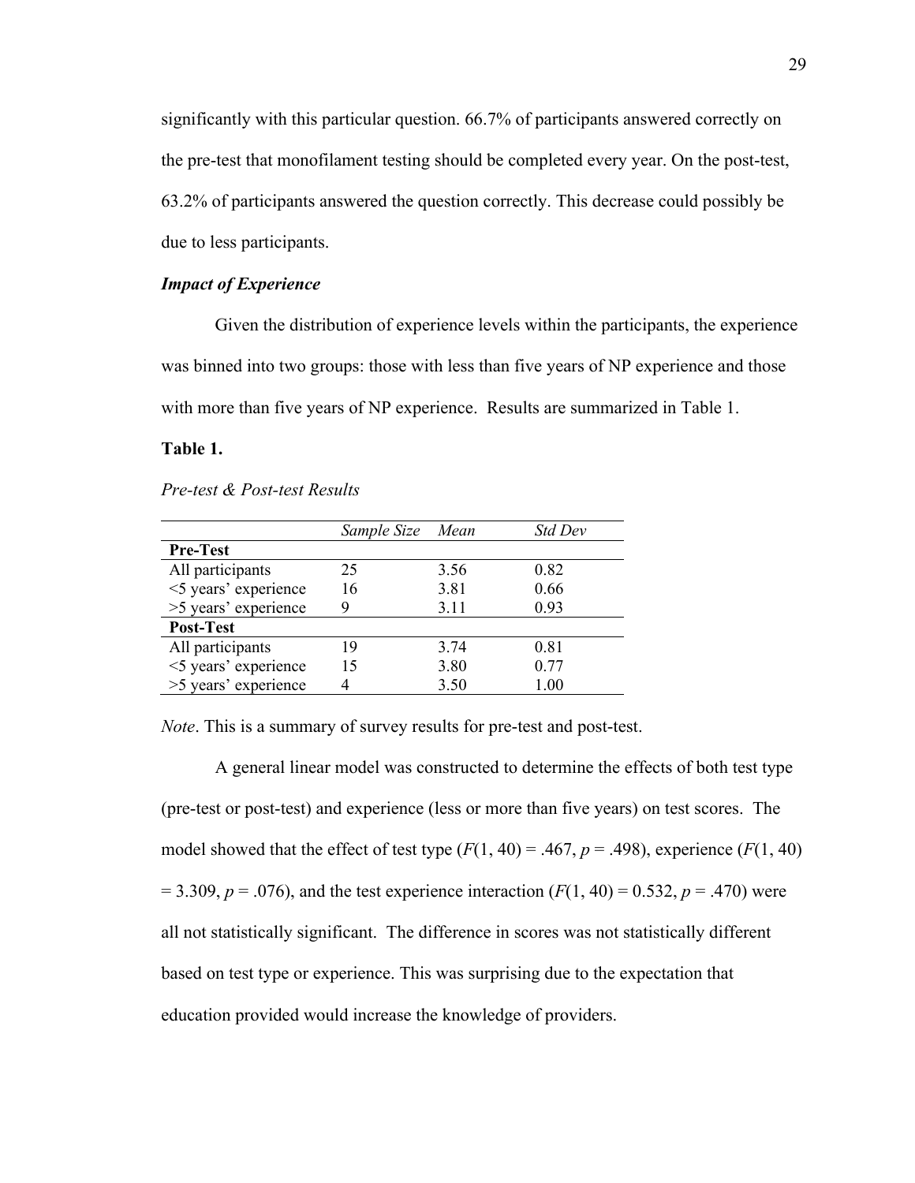significantly with this particular question. 66.7% of participants answered correctly on the pre-test that monofilament testing should be completed every year. On the post-test, 63.2% of participants answered the question correctly. This decrease could possibly be due to less participants.

### *Impact of Experience*

Given the distribution of experience levels within the participants, the experience was binned into two groups: those with less than five years of NP experience and those with more than five years of NP experience. Results are summarized in Table 1.

**Table 1.**

*Pre-test & Post-test Results*

| | *Sample Size* | *Mean* | *Std Dev* |
|---|---|---|---|
| **Pre-Test** | | | |
| All participants | 25 | 3.56 | 0.82 |
| <5 years' experience | 16 | 3.81 | 0.66 |
| >5 years' experience | 9 | 3.11 | 0.93 |
| **Post-Test** | | | |
| All participants | 19 | 3.74 | 0.81 |
| <5 years' experience | 15 | 3.80 | 0.77 |
| >5 years' experience | 4 | 3.50 | 1.00 |

*Note*. This is a summary of survey results for pre-test and post-test.

A general linear model was constructed to determine the effects of both test type (pre-test or post-test) and experience (less or more than five years) on test scores. The model showed that the effect of test type ($F(1, 40) = .467$, $p = .498$), experience ($F(1, 40) = 3.309$, $p = .076$), and the test experience interaction ($F(1, 40) = 0.532$, $p = .470$) were all not statistically significant. The difference in scores was not statistically different based on test type or experience. This was surprising due to the expectation that education provided would increase the knowledge of providers.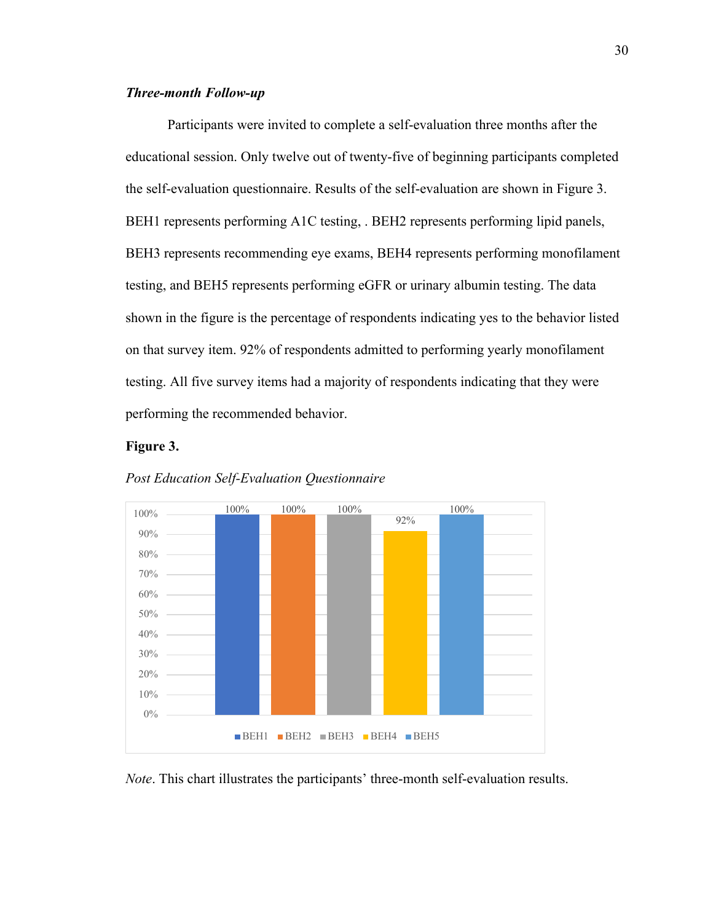### *Three-month Follow-up*

Participants were invited to complete a self-evaluation three months after the educational session. Only twelve out of twenty-five of beginning participants completed the self-evaluation questionnaire. Results of the self-evaluation are shown in Figure 3. BEH1 represents performing A1C testing, . BEH2 represents performing lipid panels, BEH3 represents recommending eye exams, BEH4 represents performing monofilament testing, and BEH5 represents performing eGFR or urinary albumin testing. The data shown in the figure is the percentage of respondents indicating yes to the behavior listed on that survey item. 92% of respondents admitted to performing yearly monofilament testing. All five survey items had a majority of respondents indicating that they were performing the recommended behavior.

**Figure 3.**

*Post Education Self-Evaluation Questionnaire*

| BEH1 | BEH2 | BEH3 | BEH4 | BEH5 |
|---|---|---|---|---|
| 100% | 100% | 100% | 92% | 100% |

*Note*. This chart illustrates the participants' three-month self-evaluation results.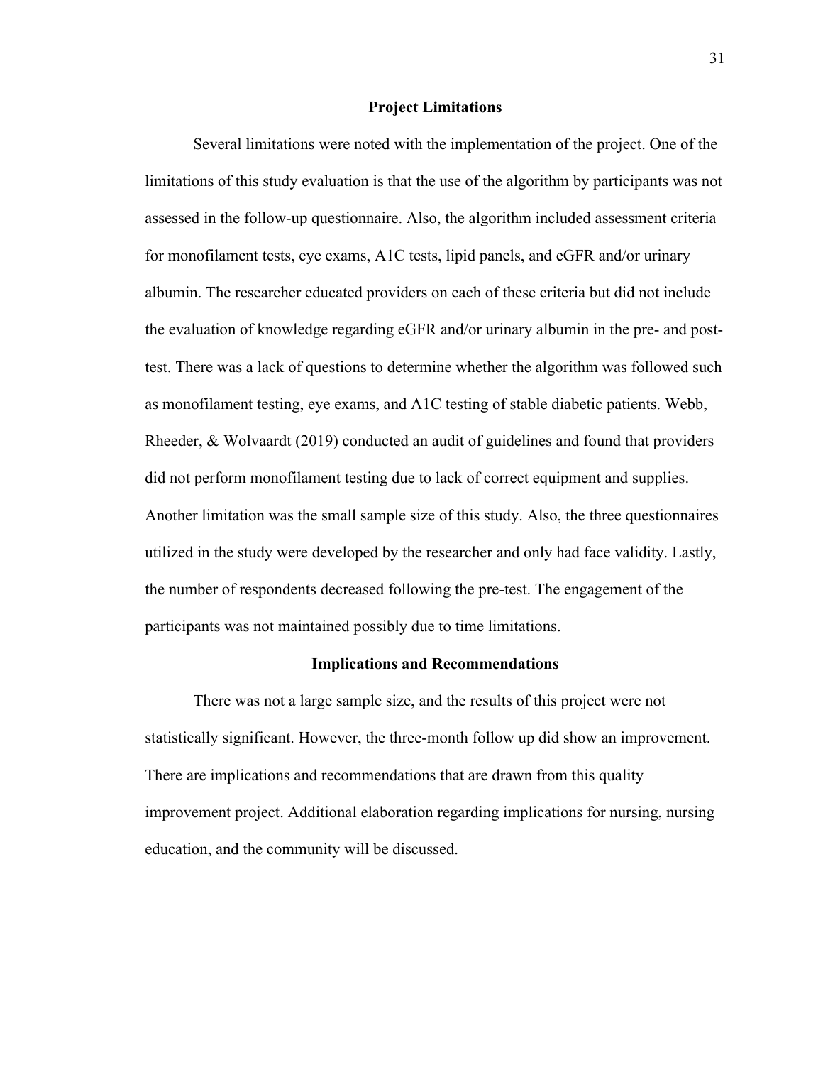## Project Limitations

Several limitations were noted with the implementation of the project. One of the limitations of this study evaluation is that the use of the algorithm by participants was not assessed in the follow-up questionnaire. Also, the algorithm included assessment criteria for monofilament tests, eye exams, A1C tests, lipid panels, and eGFR and/or urinary albumin. The researcher educated providers on each of these criteria but did not include the evaluation of knowledge regarding eGFR and/or urinary albumin in the pre- and post-test. There was a lack of questions to determine whether the algorithm was followed such as monofilament testing, eye exams, and A1C testing of stable diabetic patients. Webb, Rheeder, & Wolvaardt (2019) conducted an audit of guidelines and found that providers did not perform monofilament testing due to lack of correct equipment and supplies. Another limitation was the small sample size of this study. Also, the three questionnaires utilized in the study were developed by the researcher and only had face validity. Lastly, the number of respondents decreased following the pre-test. The engagement of the participants was not maintained possibly due to time limitations.

## Implications and Recommendations

There was not a large sample size, and the results of this project were not statistically significant. However, the three-month follow up did show an improvement. There are implications and recommendations that are drawn from this quality improvement project. Additional elaboration regarding implications for nursing, nursing education, and the community will be discussed.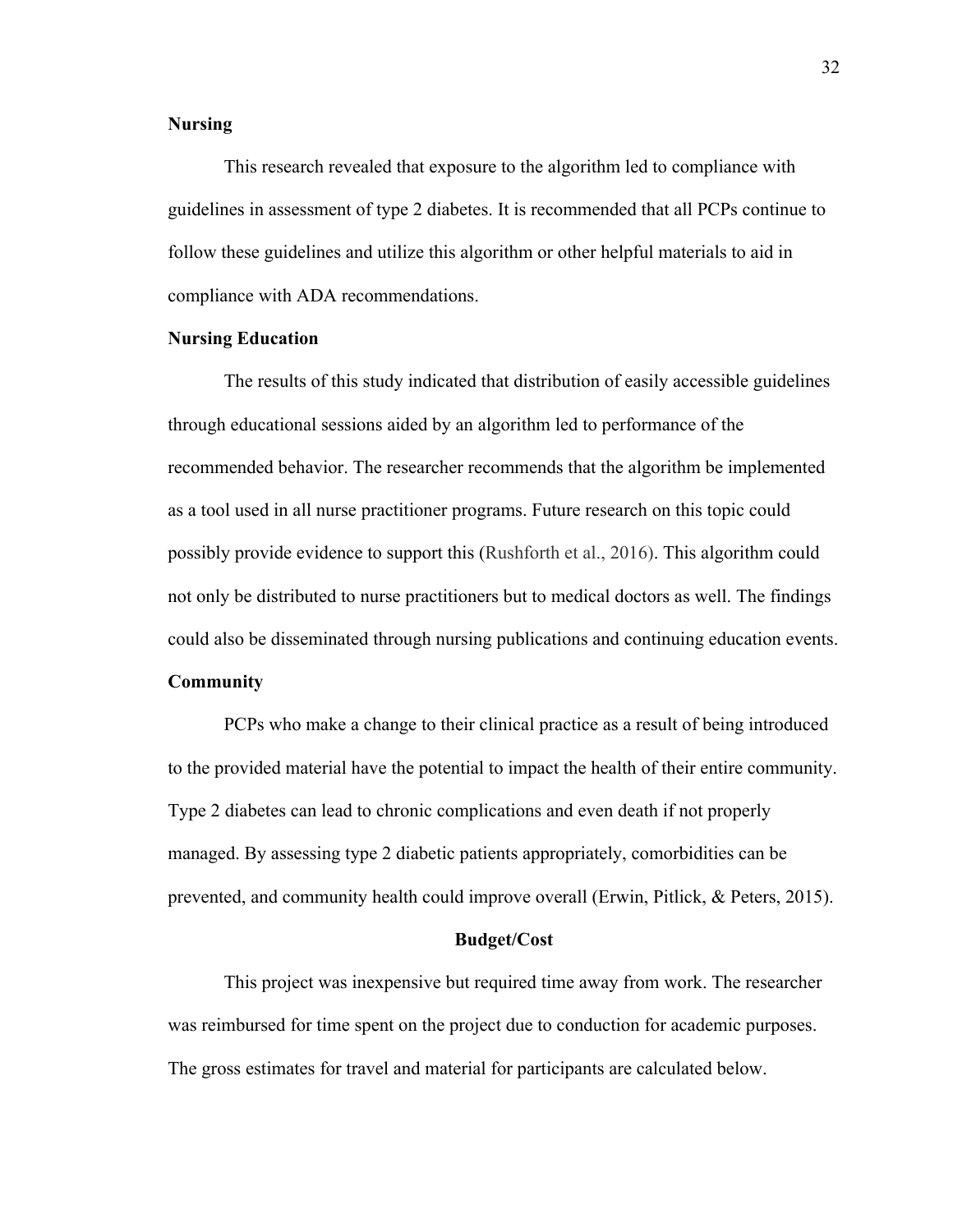### Nursing

This research revealed that exposure to the algorithm led to compliance with guidelines in assessment of type 2 diabetes. It is recommended that all PCPs continue to follow these guidelines and utilize this algorithm or other helpful materials to aid in compliance with ADA recommendations.

### Nursing Education

The results of this study indicated that distribution of easily accessible guidelines through educational sessions aided by an algorithm led to performance of the recommended behavior. The researcher recommends that the algorithm be implemented as a tool used in all nurse practitioner programs. Future research on this topic could possibly provide evidence to support this (Rushforth et al., 2016). This algorithm could not only be distributed to nurse practitioners but to medical doctors as well. The findings could also be disseminated through nursing publications and continuing education events.

### Community

PCPs who make a change to their clinical practice as a result of being introduced to the provided material have the potential to impact the health of their entire community. Type 2 diabetes can lead to chronic complications and even death if not properly managed. By assessing type 2 diabetic patients appropriately, comorbidities can be prevented, and community health could improve overall (Erwin, Pitlick, & Peters, 2015).

## Budget/Cost

This project was inexpensive but required time away from work. The researcher was reimbursed for time spent on the project due to conduction for academic purposes. The gross estimates for travel and material for participants are calculated below.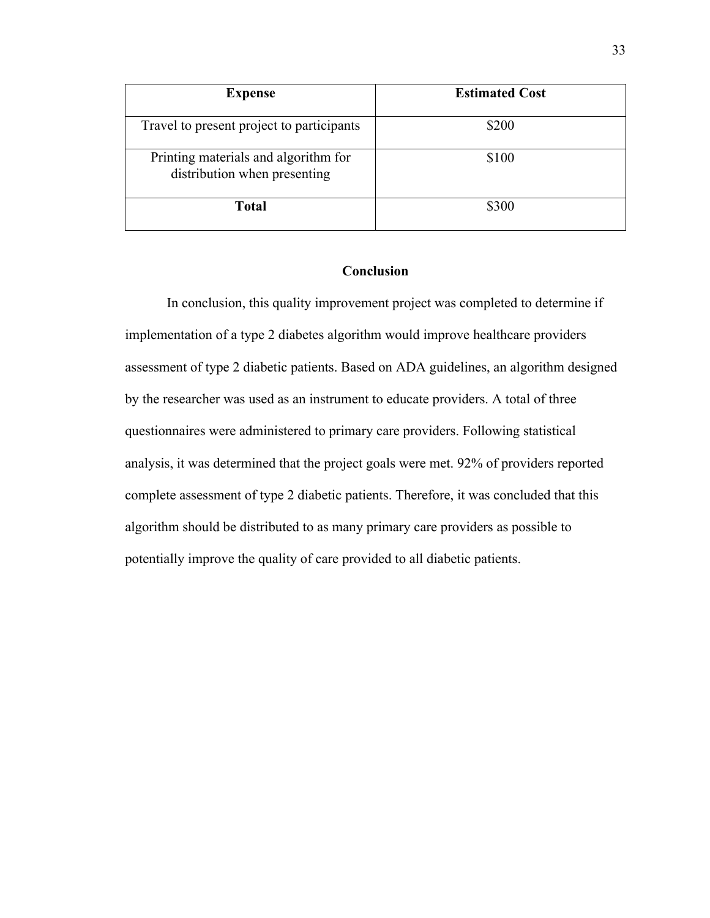| Expense | Estimated Cost |
| --- | --- |
| Travel to present project to participants | $200 |
| Printing materials and algorithm for distribution when presenting | $100 |
| **Total** | $300 |

## Conclusion

In conclusion, this quality improvement project was completed to determine if implementation of a type 2 diabetes algorithm would improve healthcare providers assessment of type 2 diabetic patients. Based on ADA guidelines, an algorithm designed by the researcher was used as an instrument to educate providers. A total of three questionnaires were administered to primary care providers. Following statistical analysis, it was determined that the project goals were met. 92% of providers reported complete assessment of type 2 diabetic patients. Therefore, it was concluded that this algorithm should be distributed to as many primary care providers as possible to potentially improve the quality of care provided to all diabetic patients.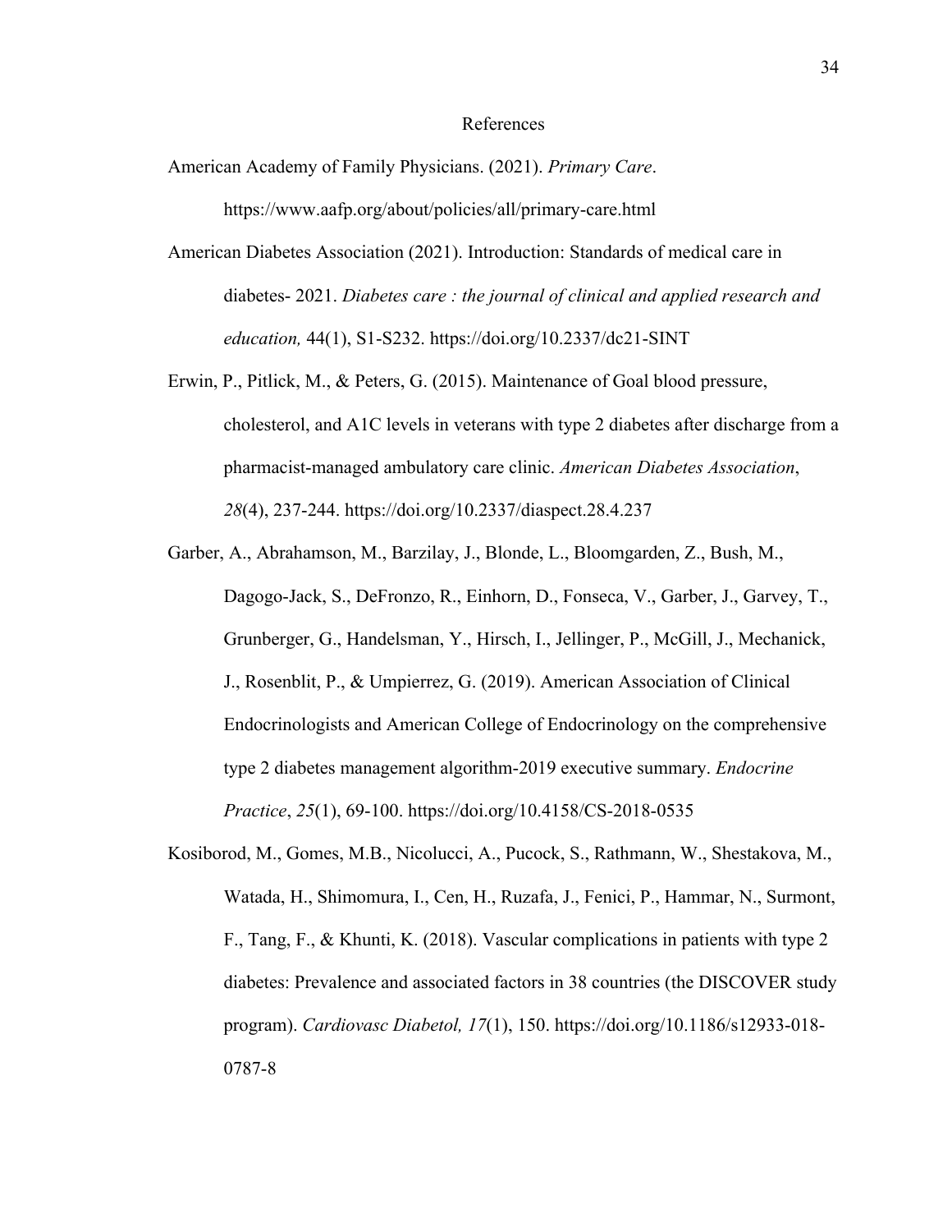# References

American Academy of Family Physicians. (2021). *Primary Care*. https://www.aafp.org/about/policies/all/primary-care.html

American Diabetes Association (2021). Introduction: Standards of medical care in diabetes- 2021. *Diabetes care : the journal of clinical and applied research and education,* 44(1), S1-S232. https://doi.org/10.2337/dc21-SINT

Erwin, P., Pitlick, M., & Peters, G. (2015). Maintenance of Goal blood pressure, cholesterol, and A1C levels in veterans with type 2 diabetes after discharge from a pharmacist-managed ambulatory care clinic. *American Diabetes Association*, *28*(4), 237-244. https://doi.org/10.2337/diaspect.28.4.237

Garber, A., Abrahamson, M., Barzilay, J., Blonde, L., Bloomgarden, Z., Bush, M., Dagogo-Jack, S., DeFronzo, R., Einhorn, D., Fonseca, V., Garber, J., Garvey, T., Grunberger, G., Handelsman, Y., Hirsch, I., Jellinger, P., McGill, J., Mechanick, J., Rosenblit, P., & Umpierrez, G. (2019). American Association of Clinical Endocrinologists and American College of Endocrinology on the comprehensive type 2 diabetes management algorithm-2019 executive summary. *Endocrine Practice*, *25*(1), 69-100. https://doi.org/10.4158/CS-2018-0535

Kosiborod, M., Gomes, M.B., Nicolucci, A., Pucock, S., Rathmann, W., Shestakova, M., Watada, H., Shimomura, I., Cen, H., Ruzafa, J., Fenici, P., Hammar, N., Surmont, F., Tang, F., & Khunti, K. (2018). Vascular complications in patients with type 2 diabetes: Prevalence and associated factors in 38 countries (the DISCOVER study program). *Cardiovasc Diabetol, 17*(1), 150. https://doi.org/10.1186/s12933-018-0787-8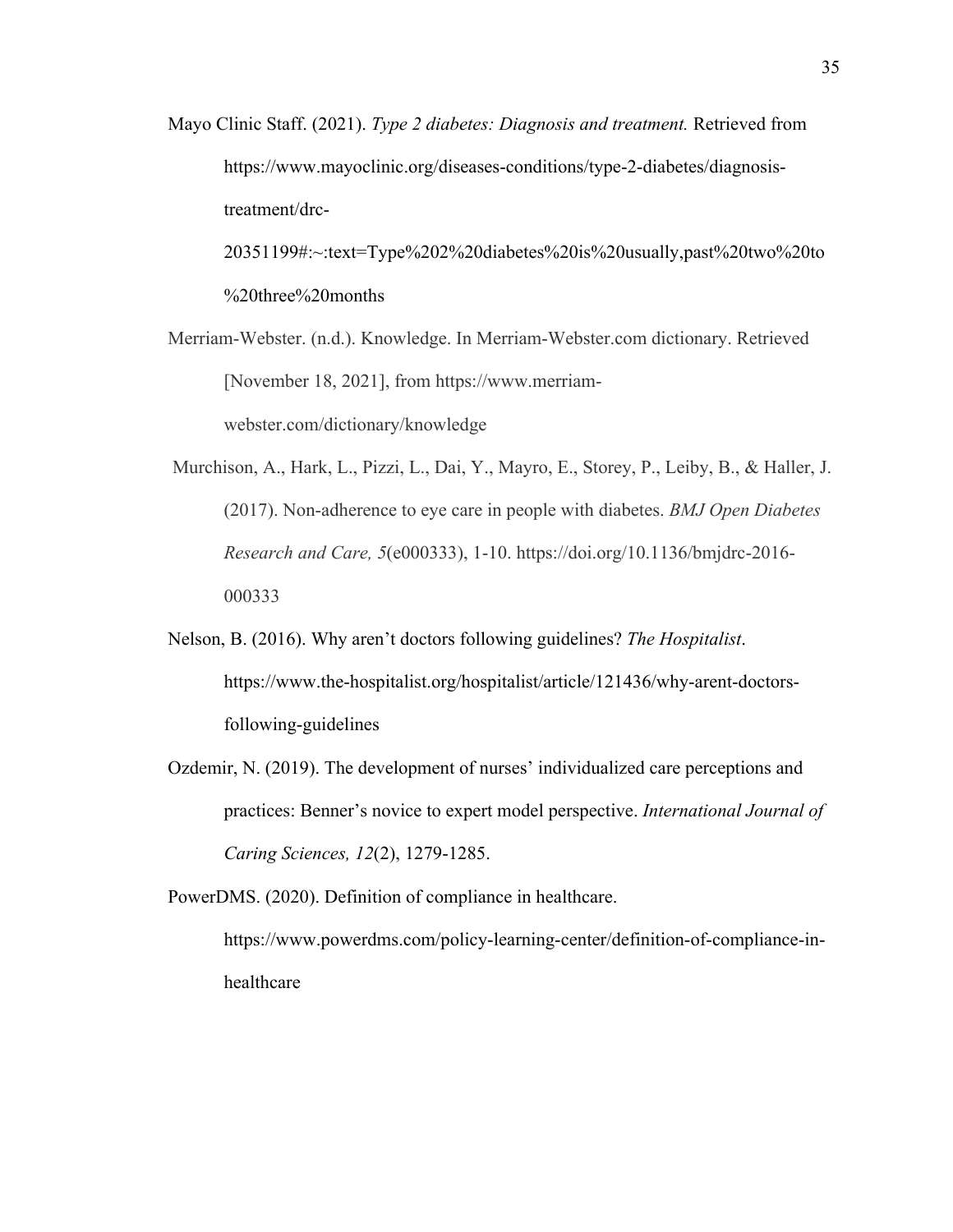Mayo Clinic Staff. (2021). *Type 2 diabetes: Diagnosis and treatment.* Retrieved from https://www.mayoclinic.org/diseases-conditions/type-2-diabetes/diagnosis-treatment/drc-20351199#:~:text=Type%202%20diabetes%20is%20usually,past%20two%20to%20three%20months

Merriam-Webster. (n.d.). Knowledge. In Merriam-Webster.com dictionary. Retrieved [November 18, 2021], from https://www.merriam-webster.com/dictionary/knowledge

Murchison, A., Hark, L., Pizzi, L., Dai, Y., Mayro, E., Storey, P., Leiby, B., & Haller, J. (2017). Non-adherence to eye care in people with diabetes. *BMJ Open Diabetes Research and Care, 5*(e000333), 1-10. https://doi.org/10.1136/bmjdrc-2016-000333

Nelson, B. (2016). Why aren't doctors following guidelines? *The Hospitalist*. https://www.the-hospitalist.org/hospitalist/article/121436/why-arent-doctors-following-guidelines

Ozdemir, N. (2019). The development of nurses' individualized care perceptions and practices: Benner's novice to expert model perspective. *International Journal of Caring Sciences, 12*(2), 1279-1285.

PowerDMS. (2020). Definition of compliance in healthcare. https://www.powerdms.com/policy-learning-center/definition-of-compliance-in-healthcare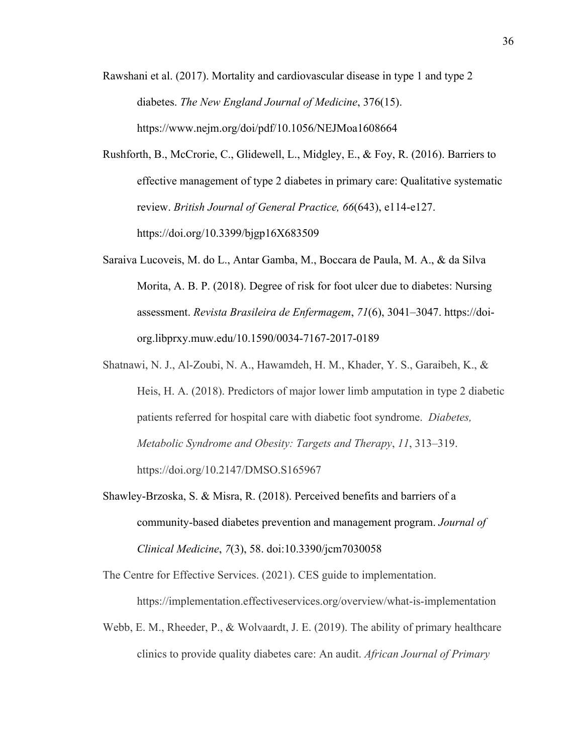Rawshani et al. (2017). Mortality and cardiovascular disease in type 1 and type 2 diabetes. *The New England Journal of Medicine*, 376(15). https://www.nejm.org/doi/pdf/10.1056/NEJMoa1608664

Rushforth, B., McCrorie, C., Glidewell, L., Midgley, E., & Foy, R. (2016). Barriers to effective management of type 2 diabetes in primary care: Qualitative systematic review. *British Journal of General Practice, 66*(643), e114-e127. https://doi.org/10.3399/bjgp16X683509

Saraiva Lucoveis, M. do L., Antar Gamba, M., Boccara de Paula, M. A., & da Silva Morita, A. B. P. (2018). Degree of risk for foot ulcer due to diabetes: Nursing assessment. *Revista Brasileira de Enfermagem*, *71*(6), 3041–3047. https://doi-org.libprxy.muw.edu/10.1590/0034-7167-2017-0189

Shatnawi, N. J., Al-Zoubi, N. A., Hawamdeh, H. M., Khader, Y. S., Garaibeh, K., & Heis, H. A. (2018). Predictors of major lower limb amputation in type 2 diabetic patients referred for hospital care with diabetic foot syndrome. *Diabetes, Metabolic Syndrome and Obesity: Targets and Therapy*, *11*, 313–319. https://doi.org/10.2147/DMSO.S165967

Shawley-Brzoska, S. & Misra, R. (2018). Perceived benefits and barriers of a community-based diabetes prevention and management program. *Journal of Clinical Medicine*, *7*(3), 58. doi:10.3390/jcm7030058

The Centre for Effective Services. (2021). CES guide to implementation. https://implementation.effectiveservices.org/overview/what-is-implementation

Webb, E. M., Rheeder, P., & Wolvaardt, J. E. (2019). The ability of primary healthcare clinics to provide quality diabetes care: An audit. *African Journal of Primary*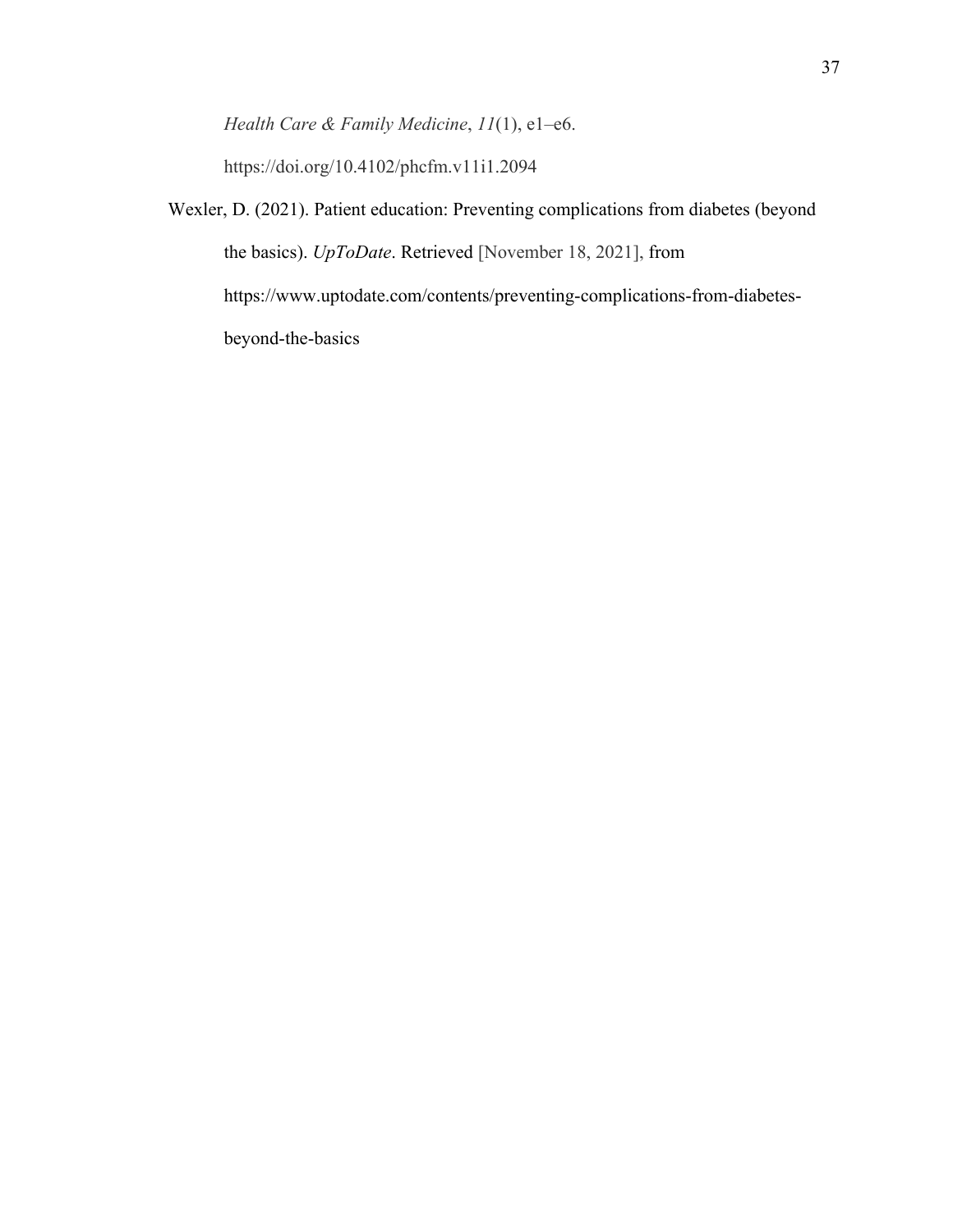*Health Care & Family Medicine*, *11*(1), e1–e6. https://doi.org/10.4102/phcfm.v11i1.2094

Wexler, D. (2021). Patient education: Preventing complications from diabetes (beyond the basics). *UpToDate*. Retrieved [November 18, 2021], from https://www.uptodate.com/contents/preventing-complications-from-diabetes-beyond-the-basics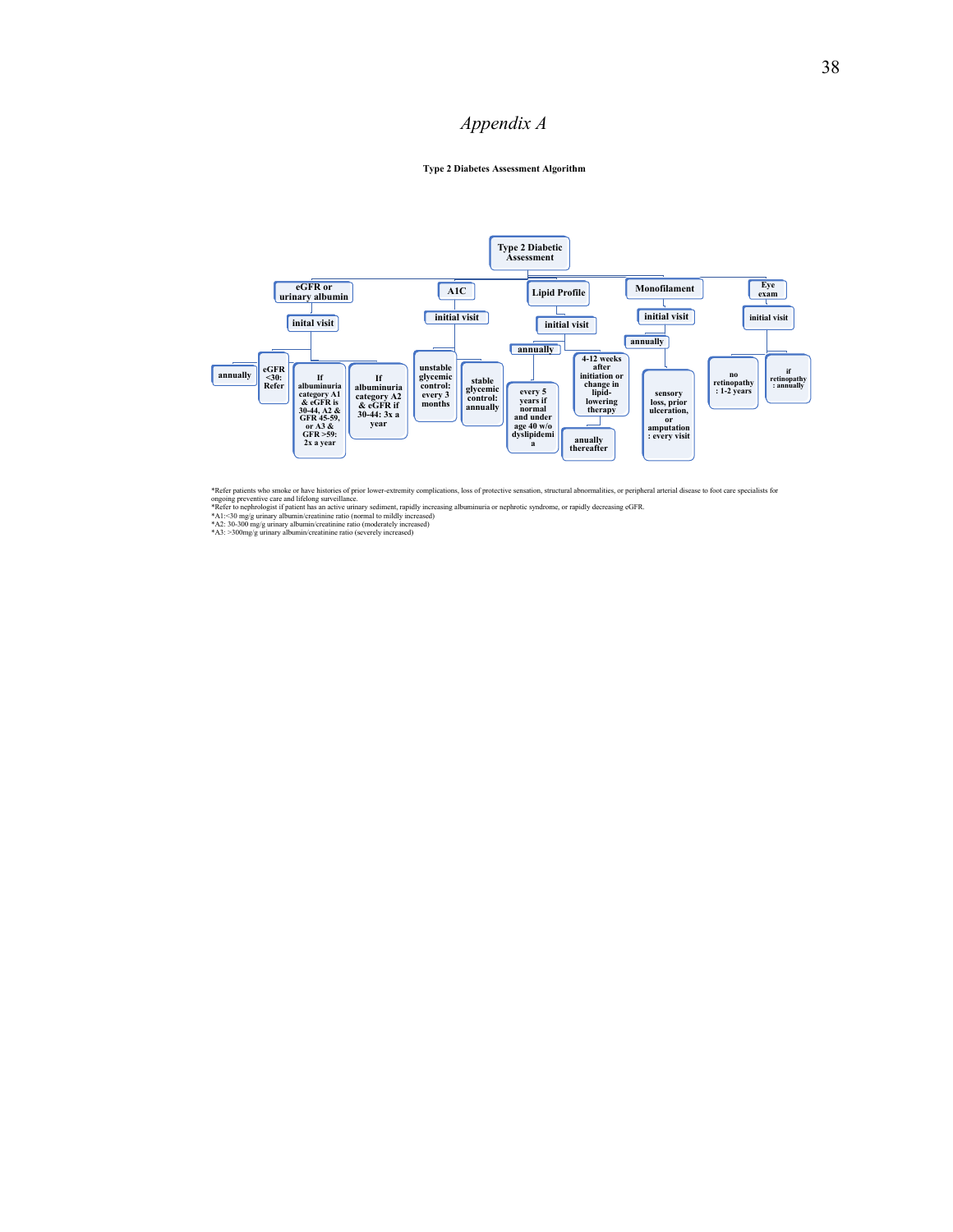# *Appendix A*

**Type 2 Diabetes Assessment Algorithm**

**Type 2 Diabetic Assessment**

- **eGFR or urinary albumin**
  - **inital visit**
    - annually
    - eGFR <30: Refer
    - If albuminuria category A1 & eGFR is 30-44, A2 & GFR 45-59, or A3 & GFR >59: 2x a year
    - If albuminuria category A2 & eGFR if 30-44: 3x a year
- **A1C**
  - **initial visit**
    - unstable glycemic control: every 3 months
    - stable glycemic control: annually
- **Lipid Profile**
  - **initial visit**
    - annually
      - every 5 years if normal and under age 40 w/o dyslipidemia
    - 4-12 weeks after initiation or change in lipid-lowering therapy
      - anually thereafter
- **Monofilament**
  - **initial visit**
    - annually
      - sensory loss, prior ulceration, or amputation: every visit
- **Eye exam**
  - **initial visit**
    - no retinopathy: 1-2 years
    - if retinopathy: annually

*Refer patients who smoke or have histories of prior lower-extremity complications, loss of protective sensation, structural abnormalities, or peripheral arterial disease to foot care specialists for ongoing preventive care and lifelong surveillance.
*Refer to nephrologist if patient has an active urinary sediment, rapidly increasing albuminuria or nephrotic syndrome, or rapidly decreasing eGFR.
*A1:<30 mg/g urinary albumin/creatinine ratio (normal to mildly increased)
*A2: 30-300 mg/g urinary albumin/creatinine ratio (moderately increased)
*A3: >300mg/g urinary albumin/creatinine ratio (severely increased)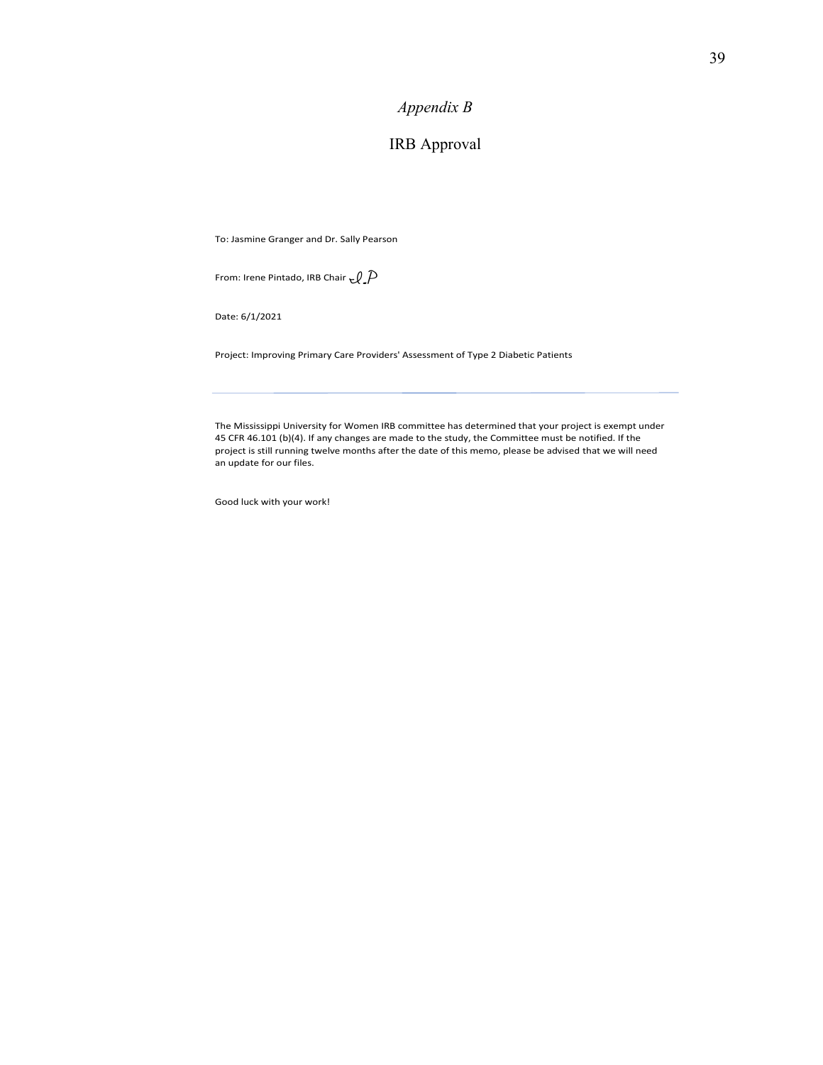*Appendix B*

# IRB Approval

To: Jasmine Granger and Dr. Sally Pearson

From: Irene Pintado, IRB Chair *I.P*

Date: 6/1/2021

Project: Improving Primary Care Providers' Assessment of Type 2 Diabetic Patients

---

The Mississippi University for Women IRB committee has determined that your project is exempt under 45 CFR 46.101 (b)(4). If any changes are made to the study, the Committee must be notified. If the project is still running twelve months after the date of this memo, please be advised that we will need an update for our files.

Good luck with your work!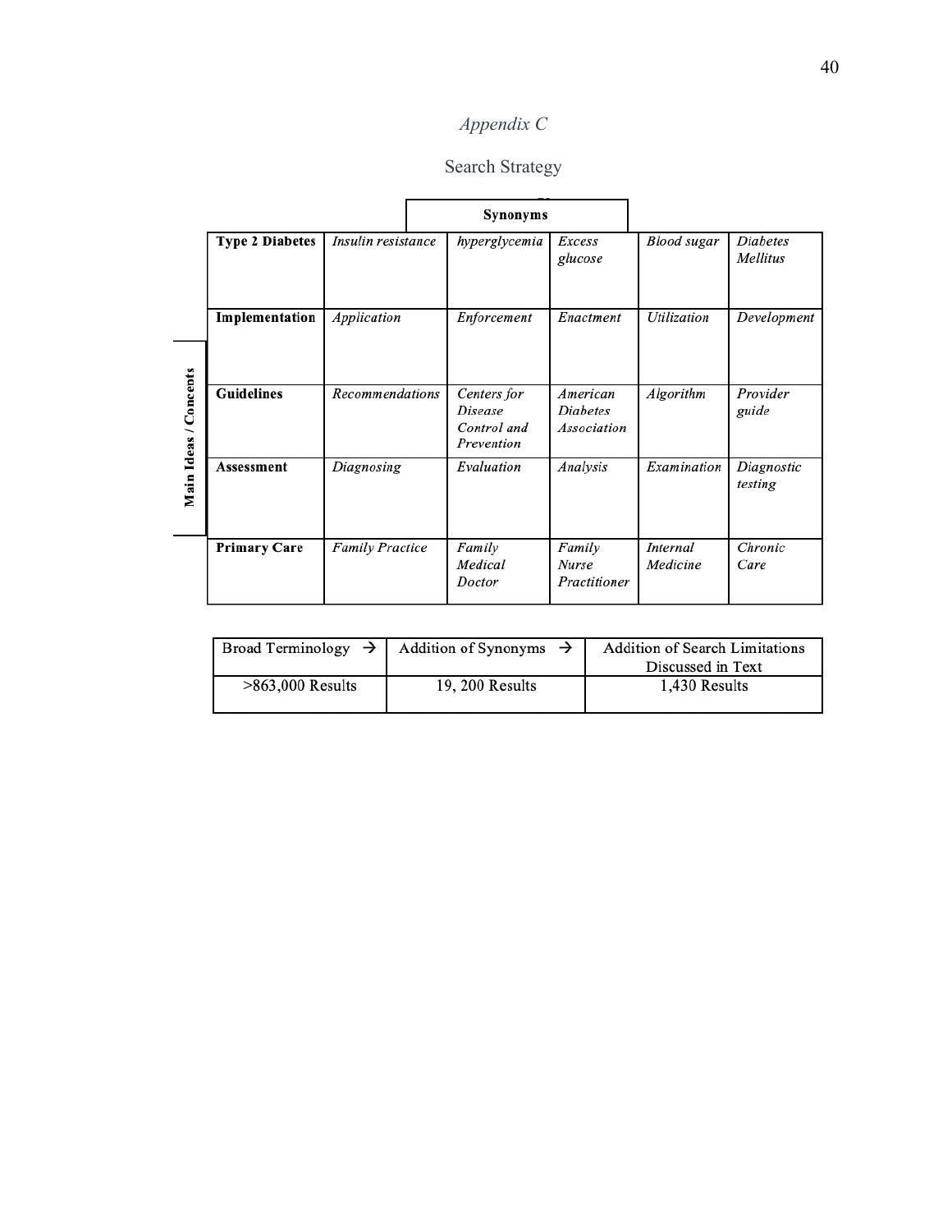*Appendix C*

Search Strategy

| Main Ideas / Concepts | Synonyms | | | | |
|---|---|---|---|---|---|
| **Type 2 Diabetes** | *Insulin resistance* | *hyperglycemia* | *Excess glucose* | *Blood sugar* | *Diabetes Mellitus* |
| **Implementation** | *Application* | *Enforcement* | *Enactment* | *Utilization* | *Development* |
| **Guidelines** | *Recommendations* | *Centers for Disease Control and Prevention* | *American Diabetes Association* | *Algorithm* | *Provider guide* |
| **Assessment** | *Diagnosing* | *Evaluation* | *Analysis* | *Examination* | *Diagnostic testing* |
| **Primary Care** | *Family Practice* | *Family Medical Doctor* | *Family Nurse Practitioner* | *Internal Medicine* | *Chronic Care* |

| Broad Terminology → | Addition of Synonyms → | Addition of Search Limitations Discussed in Text |
|---|---|---|
| >863,000 Results | 19, 200 Results | 1,430 Results |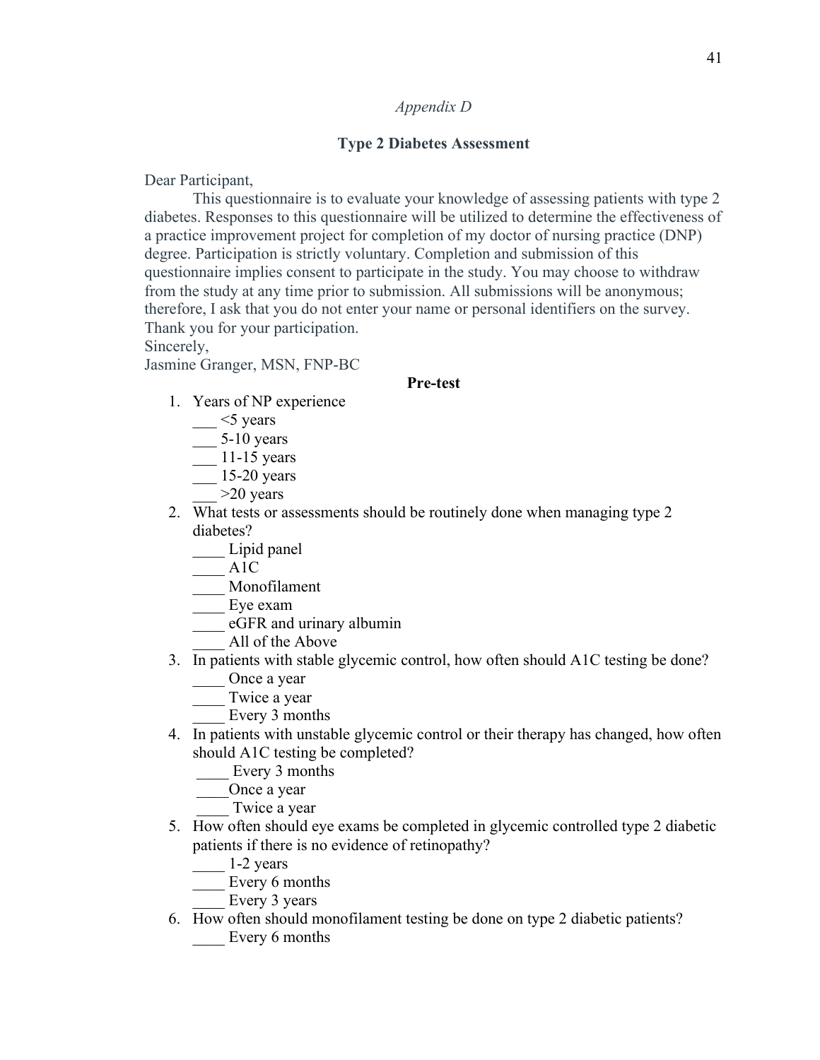*Appendix D*

## Type 2 Diabetes Assessment

Dear Participant,

This questionnaire is to evaluate your knowledge of assessing patients with type 2 diabetes. Responses to this questionnaire will be utilized to determine the effectiveness of a practice improvement project for completion of my doctor of nursing practice (DNP) degree. Participation is strictly voluntary. Completion and submission of this questionnaire implies consent to participate in the study. You may choose to withdraw from the study at any time prior to submission. All submissions will be anonymous; therefore, I ask that you do not enter your name or personal identifiers on the survey. Thank you for your participation.

Sincerely,

Jasmine Granger, MSN, FNP-BC

### Pre-test

1. Years of NP experience
   ___ <5 years
   ___ 5-10 years
   ___ 11-15 years
   ___ 15-20 years
   ___ >20 years
2. What tests or assessments should be routinely done when managing type 2 diabetes?
   ____ Lipid panel
   ____ A1C
   ____ Monofilament
   ____ Eye exam
   ____ eGFR and urinary albumin
   ____ All of the Above
3. In patients with stable glycemic control, how often should A1C testing be done?
   ____ Once a year
   ____ Twice a year
   ____ Every 3 months
4. In patients with unstable glycemic control or their therapy has changed, how often should A1C testing be completed?
   ____ Every 3 months
   ____Once a year
   ____ Twice a year
5. How often should eye exams be completed in glycemic controlled type 2 diabetic patients if there is no evidence of retinopathy?
   ____ 1-2 years
   ____ Every 6 months
   ____ Every 3 years
6. How often should monofilament testing be done on type 2 diabetic patients?
   ____ Every 6 months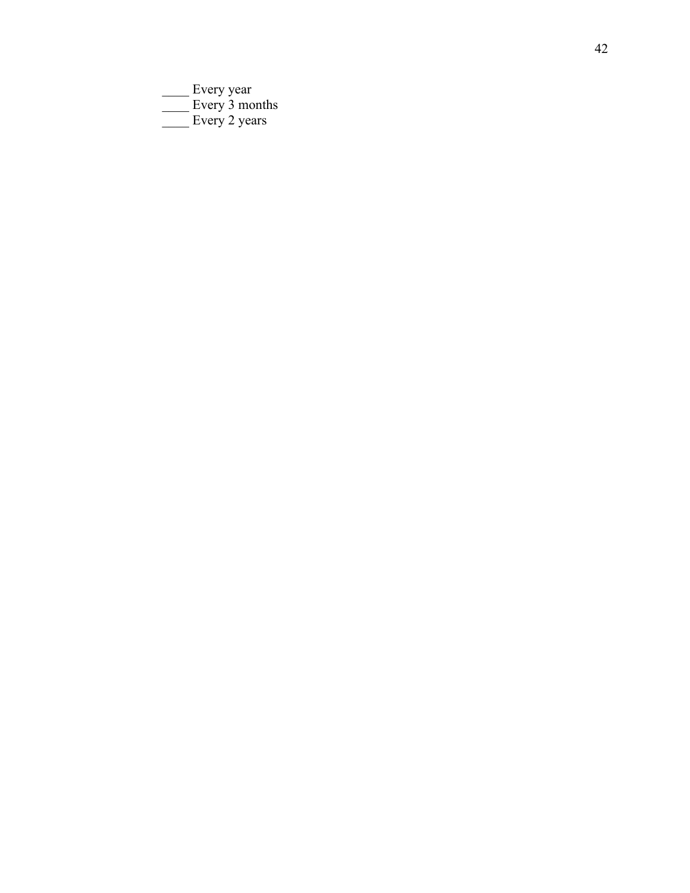____ Every year
____ Every 3 months
____ Every 2 years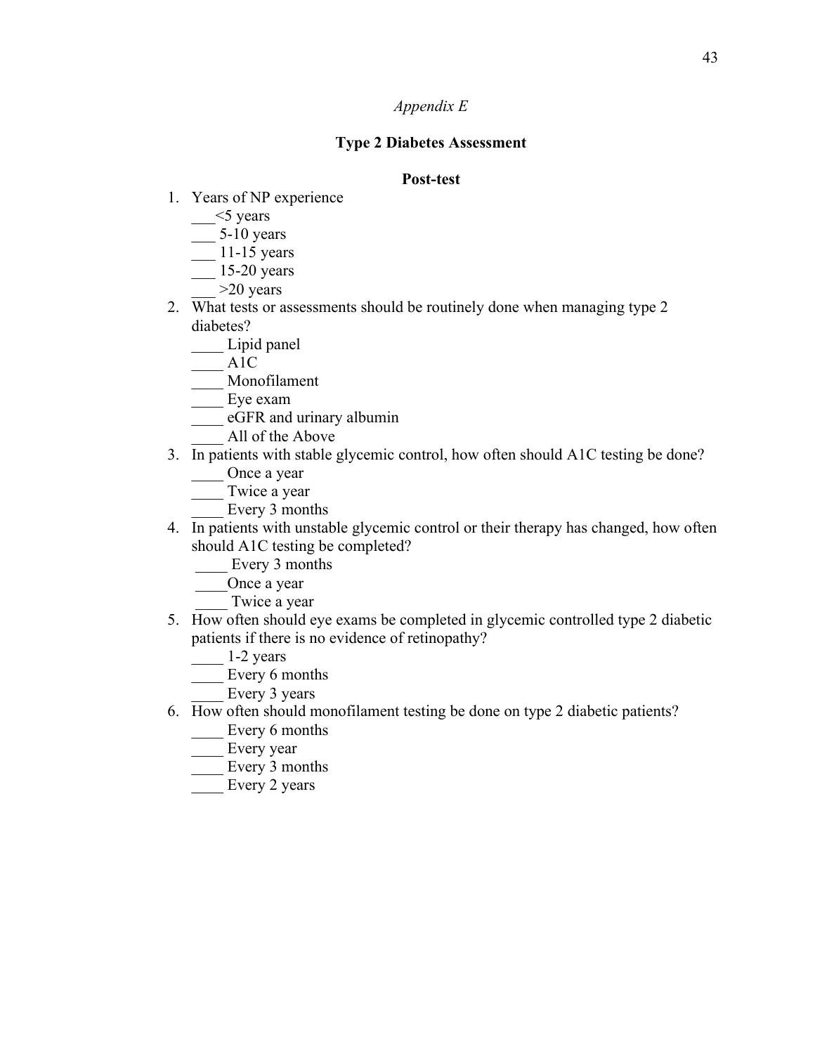*Appendix E*

**Type 2 Diabetes Assessment**

**Post-test**

1. Years of NP experience
   ___<5 years
   ___ 5-10 years
   ___ 11-15 years
   ___ 15-20 years
   ___ >20 years
2. What tests or assessments should be routinely done when managing type 2 diabetes?
   ____ Lipid panel
   ____ A1C
   ____ Monofilament
   ____ Eye exam
   ____ eGFR and urinary albumin
   ____ All of the Above
3. In patients with stable glycemic control, how often should A1C testing be done?
   ____ Once a year
   ____ Twice a year
   ____ Every 3 months
4. In patients with unstable glycemic control or their therapy has changed, how often should A1C testing be completed?
   ____ Every 3 months
   ____Once a year
   ____ Twice a year
5. How often should eye exams be completed in glycemic controlled type 2 diabetic patients if there is no evidence of retinopathy?
   ____ 1-2 years
   ____ Every 6 months
   ____ Every 3 years
6. How often should monofilament testing be done on type 2 diabetic patients?
   ____ Every 6 months
   ____ Every year
   ____ Every 3 months
   ____ Every 2 years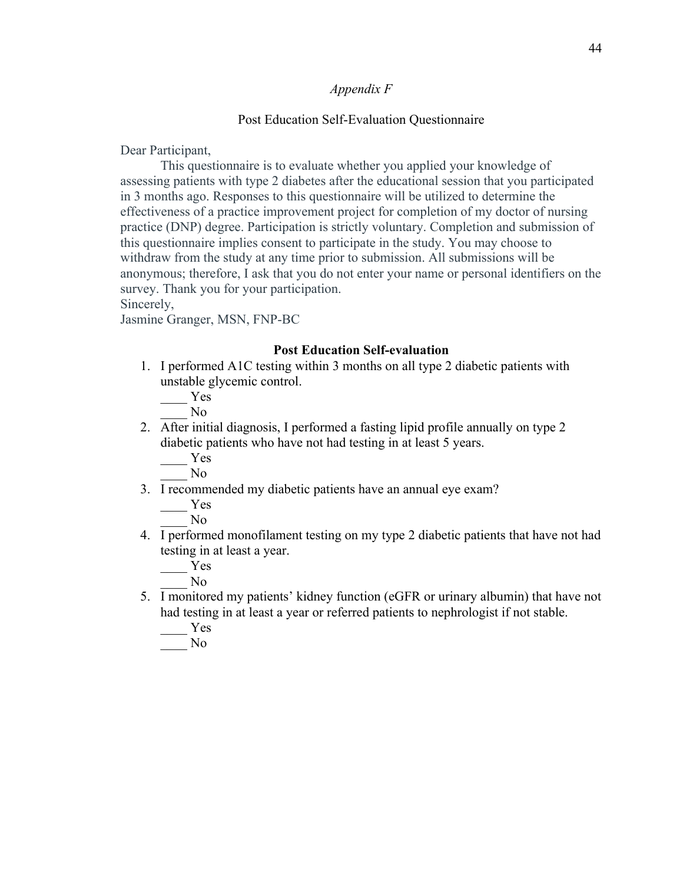*Appendix F*

Post Education Self-Evaluation Questionnaire

Dear Participant,

This questionnaire is to evaluate whether you applied your knowledge of assessing patients with type 2 diabetes after the educational session that you participated in 3 months ago. Responses to this questionnaire will be utilized to determine the effectiveness of a practice improvement project for completion of my doctor of nursing practice (DNP) degree. Participation is strictly voluntary. Completion and submission of this questionnaire implies consent to participate in the study. You may choose to withdraw from the study at any time prior to submission. All submissions will be anonymous; therefore, I ask that you do not enter your name or personal identifiers on the survey. Thank you for your participation.

Sincerely,
Jasmine Granger, MSN, FNP-BC

**Post Education Self-evaluation**

1. I performed A1C testing within 3 months on all type 2 diabetic patients with unstable glycemic control.
   ____ Yes
   ____ No
2. After initial diagnosis, I performed a fasting lipid profile annually on type 2 diabetic patients who have not had testing in at least 5 years.
   ____ Yes
   ____ No
3. I recommended my diabetic patients have an annual eye exam?
   ____ Yes
   ____ No
4. I performed monofilament testing on my type 2 diabetic patients that have not had testing in at least a year.
   ____ Yes
   ____ No
5. I monitored my patients' kidney function (eGFR or urinary albumin) that have not had testing in at least a year or referred patients to nephrologist if not stable.
   ____ Yes
   ____ No